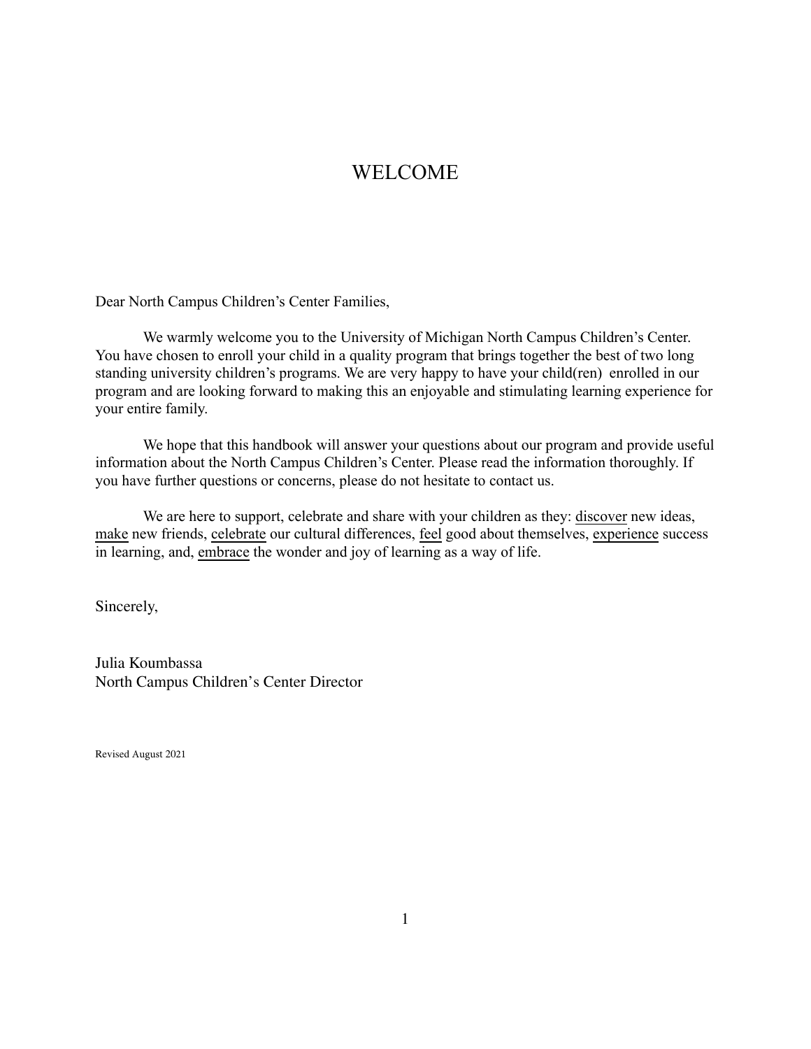# WELCOME

Dear North Campus Children's Center Families,

We warmly welcome you to the University of Michigan North Campus Children's Center. You have chosen to enroll your child in a quality program that brings together the best of two long standing university children's programs. We are very happy to have your child(ren) enrolled in our program and are looking forward to making this an enjoyable and stimulating learning experience for your entire family.

We hope that this handbook will answer your questions about our program and provide useful information about the North Campus Children's Center. Please read the information thoroughly. If you have further questions or concerns, please do not hesitate to contact us.

We are here to support, celebrate and share with your children as they: <u>discover</u> new ideas, <u>make</u> new friends, <u>celebrate</u> our cultural differences, <u>feel</u> good about themselves, <u>experience</u> success in learning, and, <u>embrace</u> the wonder and joy of learning as a way of life.

Sincerely,

Julia Koumbassa
North Campus Children's Center Director

Revised August 2021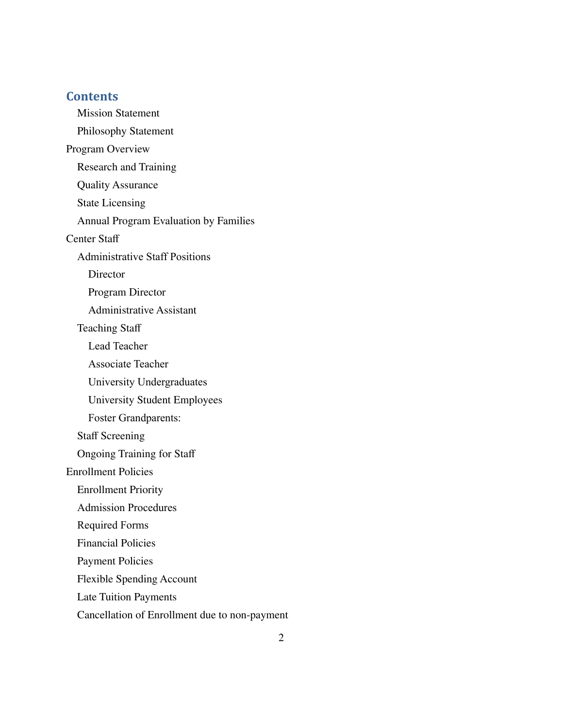## Contents

- Mission Statement
- Philosophy Statement

Program Overview

- Research and Training
- Quality Assurance
- State Licensing
- Annual Program Evaluation by Families

Center Staff

- Administrative Staff Positions
  - Director
  - Program Director
  - Administrative Assistant
- Teaching Staff
  - Lead Teacher
  - Associate Teacher
  - University Undergraduates
  - University Student Employees
  - Foster Grandparents:
- Staff Screening
- Ongoing Training for Staff

Enrollment Policies

- Enrollment Priority
- Admission Procedures
- Required Forms
- Financial Policies
- Payment Policies
- Flexible Spending Account
- Late Tuition Payments
- Cancellation of Enrollment due to non-payment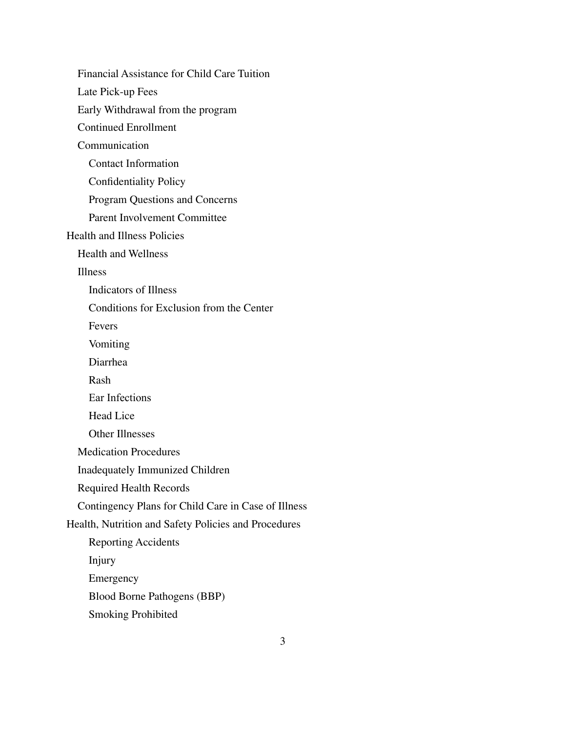- Financial Assistance for Child Care Tuition
- Late Pick-up Fees
- Early Withdrawal from the program
- Continued Enrollment
- Communication
  - Contact Information
  - Confidentiality Policy
  - Program Questions and Concerns
  - Parent Involvement Committee

Health and Illness Policies

- Health and Wellness
- Illness
  - Indicators of Illness
  - Conditions for Exclusion from the Center
  - Fevers
  - Vomiting
  - Diarrhea
  - Rash
  - Ear Infections
  - Head Lice
  - Other Illnesses
- Medication Procedures
- Inadequately Immunized Children
- Required Health Records
- Contingency Plans for Child Care in Case of Illness

Health, Nutrition and Safety Policies and Procedures

- Reporting Accidents
- Injury
- Emergency
- Blood Borne Pathogens (BBP)
- Smoking Prohibited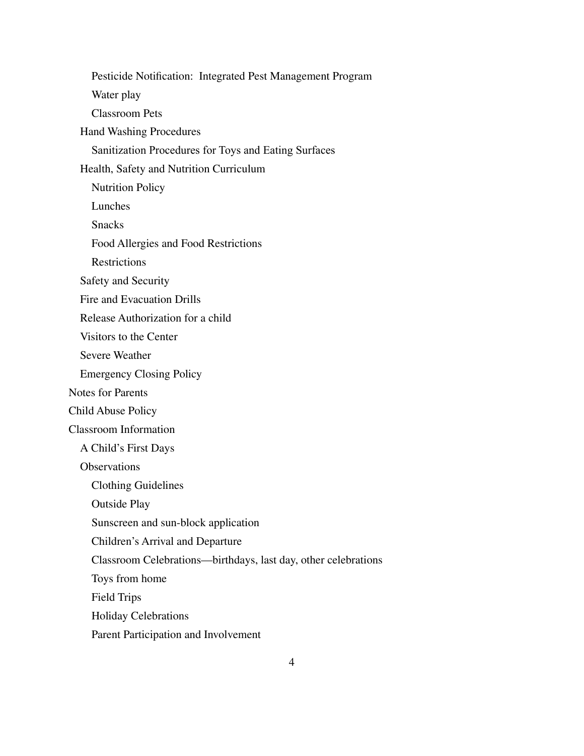- Pesticide Notification:  Integrated Pest Management Program
- Water play
- Classroom Pets

Hand Washing Procedures

- Sanitization Procedures for Toys and Eating Surfaces

Health, Safety and Nutrition Curriculum

- Nutrition Policy
- Lunches
- Snacks
- Food Allergies and Food Restrictions
- Restrictions

Safety and Security

Fire and Evacuation Drills

Release Authorization for a child

Visitors to the Center

Severe Weather

Emergency Closing Policy

Notes for Parents

Child Abuse Policy

Classroom Information

A Child's First Days

Observations

- Clothing Guidelines
- Outside Play
- Sunscreen and sun-block application
- Children's Arrival and Departure
- Classroom Celebrations—birthdays, last day, other celebrations
- Toys from home
- Field Trips
- Holiday Celebrations
- Parent Participation and Involvement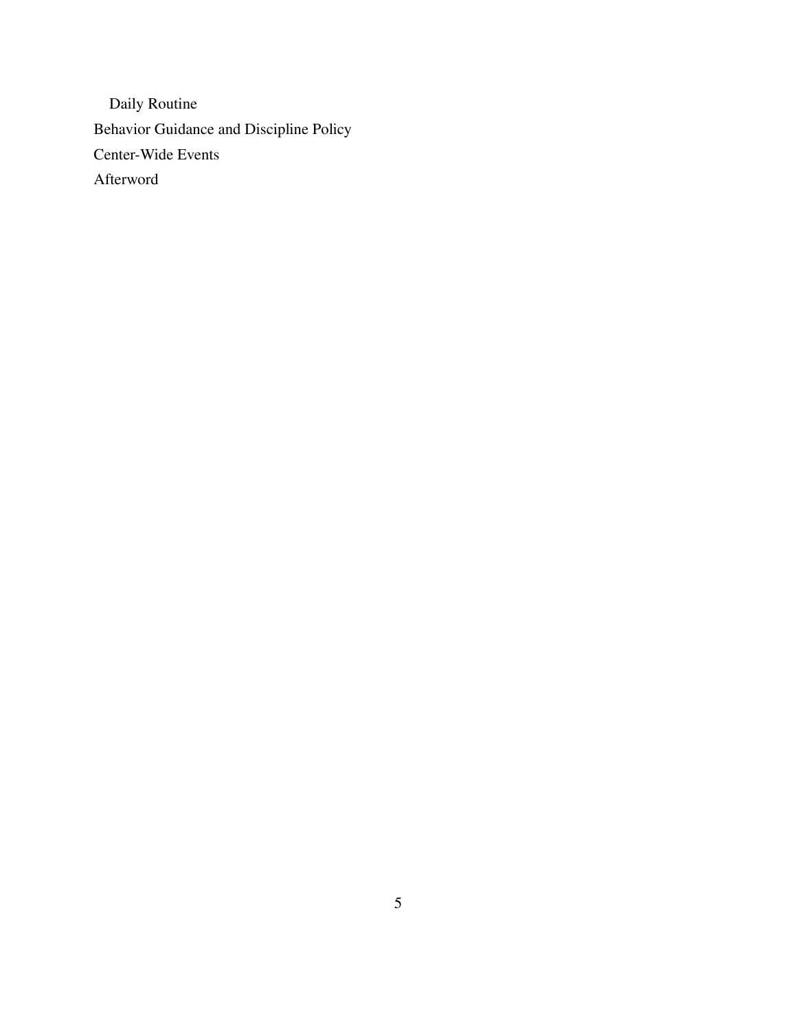Daily Routine

Behavior Guidance and Discipline Policy

Center-Wide Events

Afterword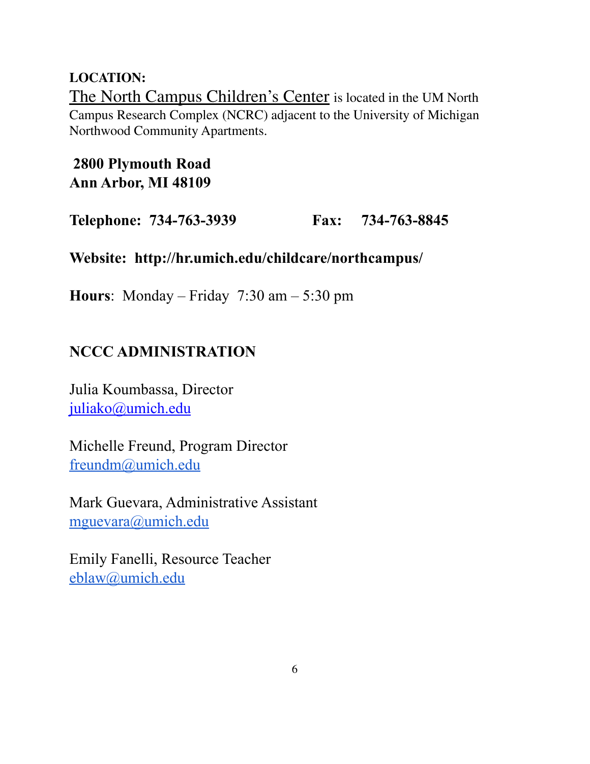**LOCATION:**

The North Campus Children's Center is located in the UM North Campus Research Complex (NCRC) adjacent to the University of Michigan Northwood Community Apartments.

**2800 Plymouth Road**
**Ann Arbor, MI 48109**

**Telephone: 734-763-3939** **Fax: 734-763-8845**

**Website: http://hr.umich.edu/childcare/northcampus/**

**Hours**: Monday – Friday 7:30 am – 5:30 pm

## NCCC ADMINISTRATION

Julia Koumbassa, Director
juliako@umich.edu

Michelle Freund, Program Director
freundm@umich.edu

Mark Guevara, Administrative Assistant
mguevara@umich.edu

Emily Fanelli, Resource Teacher
eblaw@umich.edu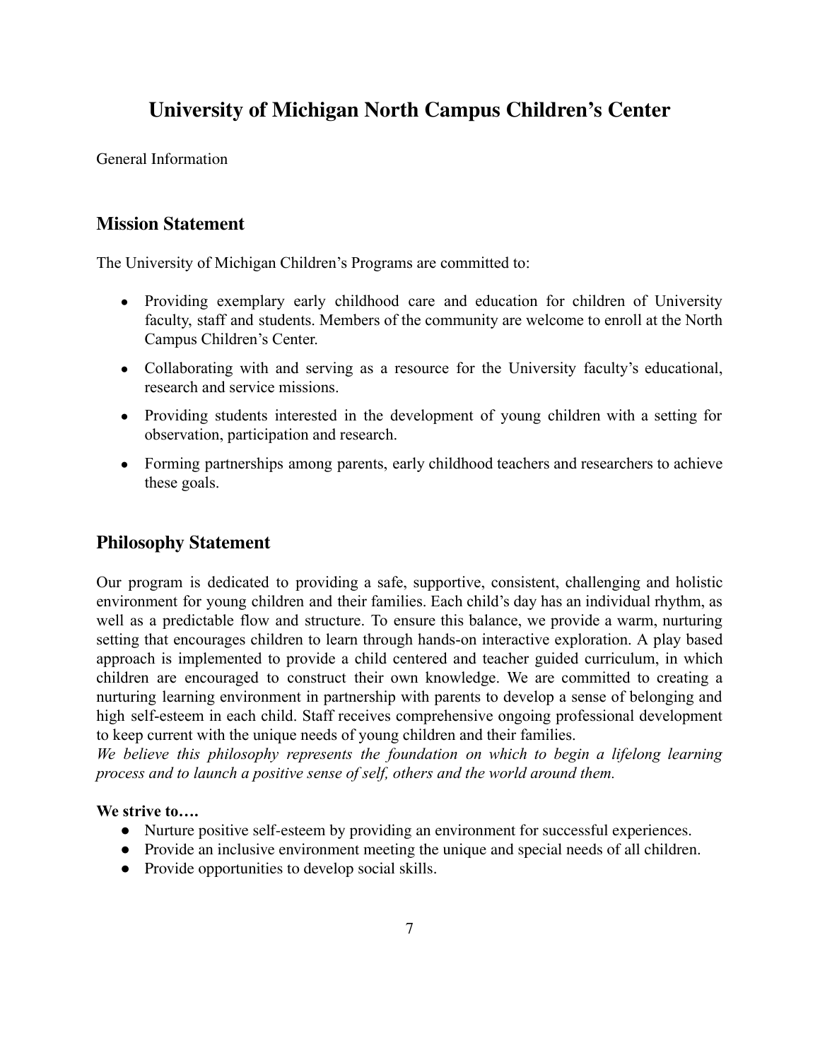# University of Michigan North Campus Children's Center

General Information

## Mission Statement

The University of Michigan Children's Programs are committed to:

- Providing exemplary early childhood care and education for children of University faculty, staff and students. Members of the community are welcome to enroll at the North Campus Children's Center.
- Collaborating with and serving as a resource for the University faculty's educational, research and service missions.
- Providing students interested in the development of young children with a setting for observation, participation and research.
- Forming partnerships among parents, early childhood teachers and researchers to achieve these goals.

## Philosophy Statement

Our program is dedicated to providing a safe, supportive, consistent, challenging and holistic environment for young children and their families. Each child's day has an individual rhythm, as well as a predictable flow and structure. To ensure this balance, we provide a warm, nurturing setting that encourages children to learn through hands-on interactive exploration. A play based approach is implemented to provide a child centered and teacher guided curriculum, in which children are encouraged to construct their own knowledge. We are committed to creating a nurturing learning environment in partnership with parents to develop a sense of belonging and high self-esteem in each child. Staff receives comprehensive ongoing professional development to keep current with the unique needs of young children and their families.
*We believe this philosophy represents the foundation on which to begin a lifelong learning process and to launch a positive sense of self, others and the world around them.*

**We strive to….**

- Nurture positive self-esteem by providing an environment for successful experiences.
- Provide an inclusive environment meeting the unique and special needs of all children.
- Provide opportunities to develop social skills.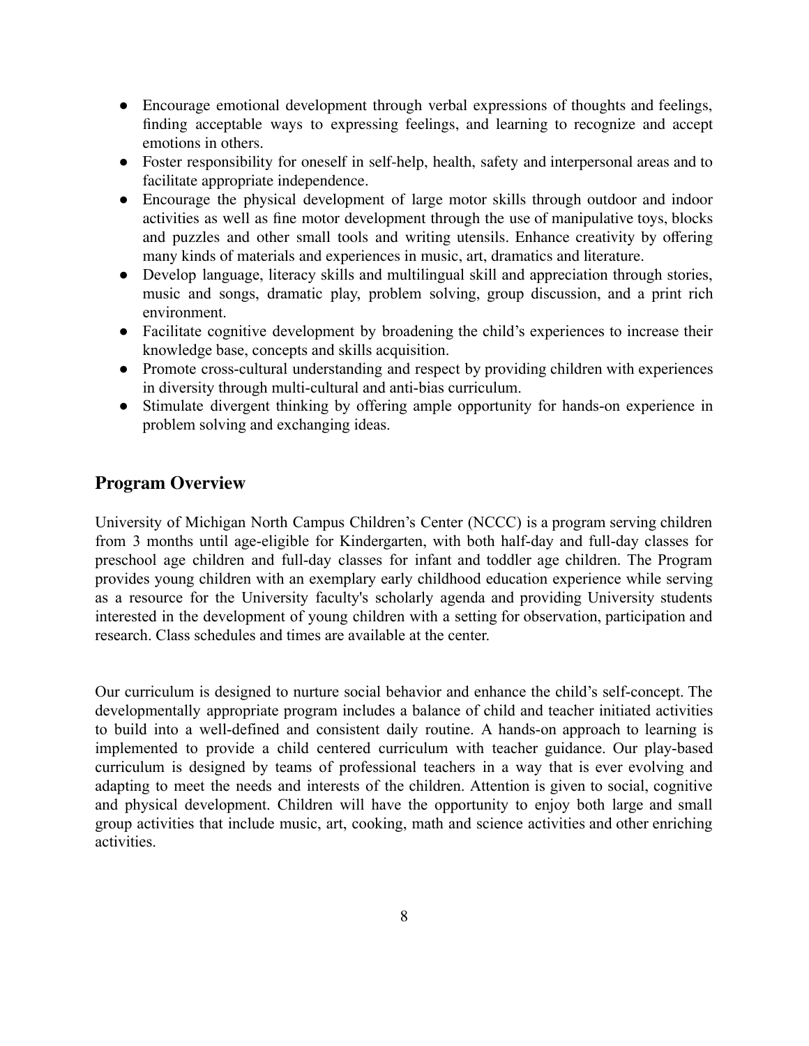- Encourage emotional development through verbal expressions of thoughts and feelings, finding acceptable ways to expressing feelings, and learning to recognize and accept emotions in others.
- Foster responsibility for oneself in self-help, health, safety and interpersonal areas and to facilitate appropriate independence.
- Encourage the physical development of large motor skills through outdoor and indoor activities as well as fine motor development through the use of manipulative toys, blocks and puzzles and other small tools and writing utensils. Enhance creativity by offering many kinds of materials and experiences in music, art, dramatics and literature.
- Develop language, literacy skills and multilingual skill and appreciation through stories, music and songs, dramatic play, problem solving, group discussion, and a print rich environment.
- Facilitate cognitive development by broadening the child's experiences to increase their knowledge base, concepts and skills acquisition.
- Promote cross-cultural understanding and respect by providing children with experiences in diversity through multi-cultural and anti-bias curriculum.
- Stimulate divergent thinking by offering ample opportunity for hands-on experience in problem solving and exchanging ideas.

## Program Overview

University of Michigan North Campus Children's Center (NCCC) is a program serving children from 3 months until age-eligible for Kindergarten, with both half-day and full-day classes for preschool age children and full-day classes for infant and toddler age children. The Program provides young children with an exemplary early childhood education experience while serving as a resource for the University faculty's scholarly agenda and providing University students interested in the development of young children with a setting for observation, participation and research. Class schedules and times are available at the center.

Our curriculum is designed to nurture social behavior and enhance the child's self-concept. The developmentally appropriate program includes a balance of child and teacher initiated activities to build into a well-defined and consistent daily routine. A hands-on approach to learning is implemented to provide a child centered curriculum with teacher guidance. Our play-based curriculum is designed by teams of professional teachers in a way that is ever evolving and adapting to meet the needs and interests of the children. Attention is given to social, cognitive and physical development. Children will have the opportunity to enjoy both large and small group activities that include music, art, cooking, math and science activities and other enriching activities.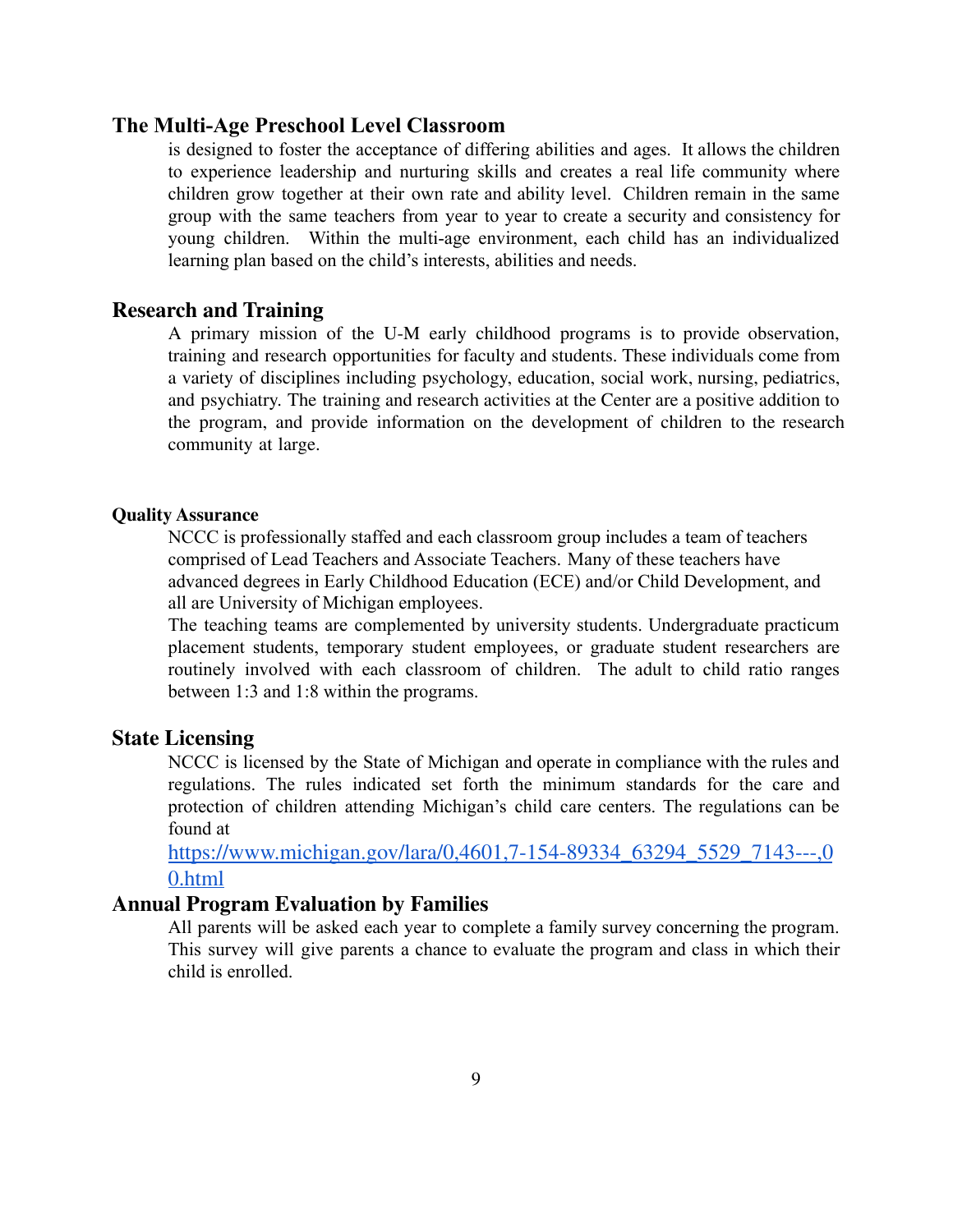## The Multi-Age Preschool Level Classroom

is designed to foster the acceptance of differing abilities and ages. It allows the children to experience leadership and nurturing skills and creates a real life community where children grow together at their own rate and ability level. Children remain in the same group with the same teachers from year to year to create a security and consistency for young children. Within the multi-age environment, each child has an individualized learning plan based on the child's interests, abilities and needs.

## Research and Training

A primary mission of the U-M early childhood programs is to provide observation, training and research opportunities for faculty and students. These individuals come from a variety of disciplines including psychology, education, social work, nursing, pediatrics, and psychiatry. The training and research activities at the Center are a positive addition to the program, and provide information on the development of children to the research community at large.

### Quality Assurance

NCCC is professionally staffed and each classroom group includes a team of teachers comprised of Lead Teachers and Associate Teachers. Many of these teachers have advanced degrees in Early Childhood Education (ECE) and/or Child Development, and all are University of Michigan employees.

The teaching teams are complemented by university students. Undergraduate practicum placement students, temporary student employees, or graduate student researchers are routinely involved with each classroom of children. The adult to child ratio ranges between 1:3 and 1:8 within the programs.

## State Licensing

NCCC is licensed by the State of Michigan and operate in compliance with the rules and regulations. The rules indicated set forth the minimum standards for the care and protection of children attending Michigan's child care centers. The regulations can be found at
https://www.michigan.gov/lara/0,4601,7-154-89334_63294_5529_7143---,00.html

## Annual Program Evaluation by Families

All parents will be asked each year to complete a family survey concerning the program. This survey will give parents a chance to evaluate the program and class in which their child is enrolled.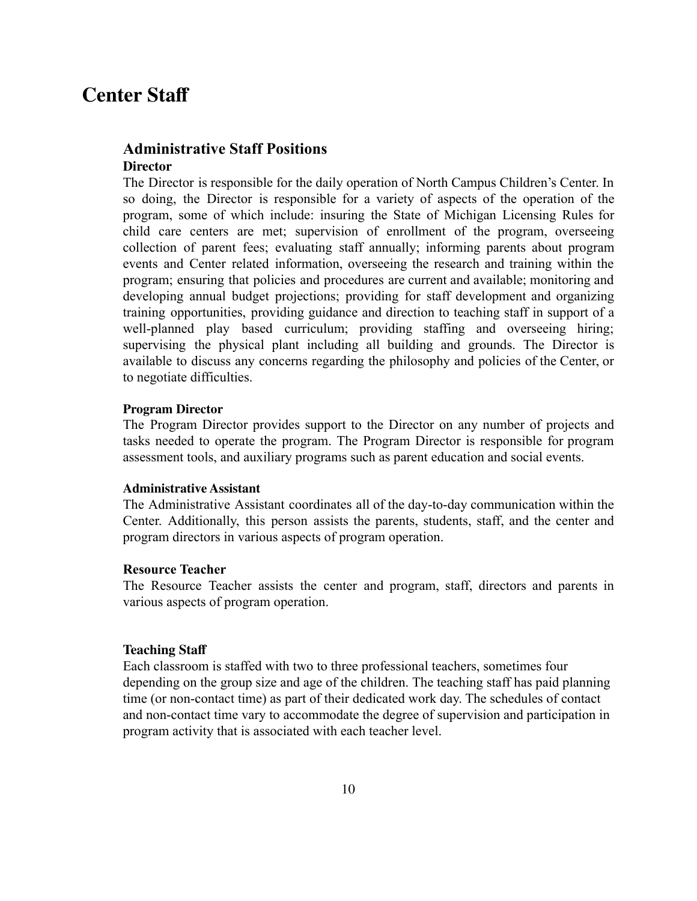# Center Staff

## Administrative Staff Positions

### Director

The Director is responsible for the daily operation of North Campus Children's Center. In so doing, the Director is responsible for a variety of aspects of the operation of the program, some of which include: insuring the State of Michigan Licensing Rules for child care centers are met; supervision of enrollment of the program, overseeing collection of parent fees; evaluating staff annually; informing parents about program events and Center related information, overseeing the research and training within the program; ensuring that policies and procedures are current and available; monitoring and developing annual budget projections; providing for staff development and organizing training opportunities, providing guidance and direction to teaching staff in support of a well-planned play based curriculum; providing staffing and overseeing hiring; supervising the physical plant including all building and grounds. The Director is available to discuss any concerns regarding the philosophy and policies of the Center, or to negotiate difficulties.

### Program Director

The Program Director provides support to the Director on any number of projects and tasks needed to operate the program. The Program Director is responsible for program assessment tools, and auxiliary programs such as parent education and social events.

### Administrative Assistant

The Administrative Assistant coordinates all of the day-to-day communication within the Center. Additionally, this person assists the parents, students, staff, and the center and program directors in various aspects of program operation.

### Resource Teacher

The Resource Teacher assists the center and program, staff, directors and parents in various aspects of program operation.

### Teaching Staff

Each classroom is staffed with two to three professional teachers, sometimes four depending on the group size and age of the children. The teaching staff has paid planning time (or non-contact time) as part of their dedicated work day. The schedules of contact and non-contact time vary to accommodate the degree of supervision and participation in program activity that is associated with each teacher level.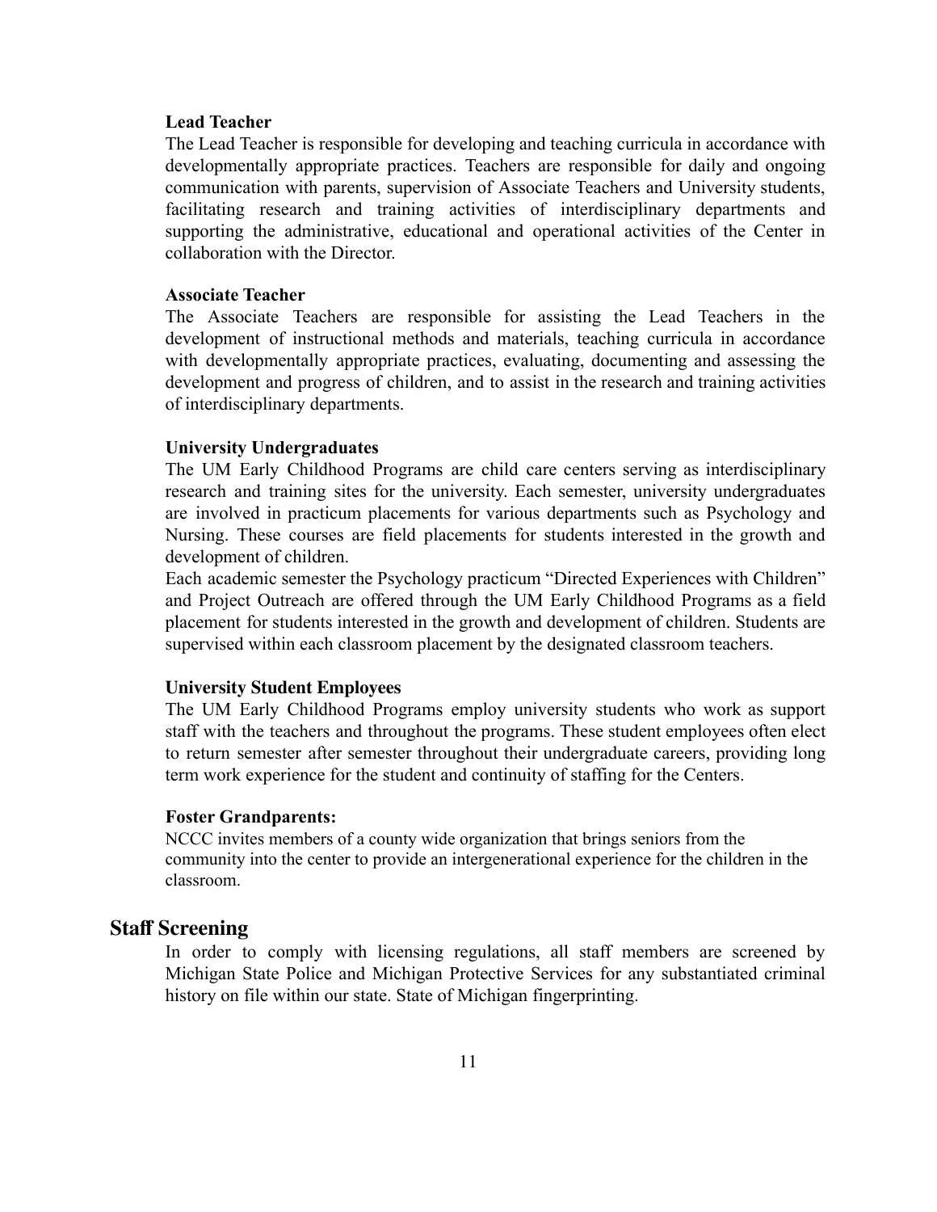**Lead Teacher**

The Lead Teacher is responsible for developing and teaching curricula in accordance with developmentally appropriate practices. Teachers are responsible for daily and ongoing communication with parents, supervision of Associate Teachers and University students, facilitating research and training activities of interdisciplinary departments and supporting the administrative, educational and operational activities of the Center in collaboration with the Director.

**Associate Teacher**

The Associate Teachers are responsible for assisting the Lead Teachers in the development of instructional methods and materials, teaching curricula in accordance with developmentally appropriate practices, evaluating, documenting and assessing the development and progress of children, and to assist in the research and training activities of interdisciplinary departments.

**University Undergraduates**

The UM Early Childhood Programs are child care centers serving as interdisciplinary research and training sites for the university. Each semester, university undergraduates are involved in practicum placements for various departments such as Psychology and Nursing. These courses are field placements for students interested in the growth and development of children.

Each academic semester the Psychology practicum "Directed Experiences with Children" and Project Outreach are offered through the UM Early Childhood Programs as a field placement for students interested in the growth and development of children. Students are supervised within each classroom placement by the designated classroom teachers.

**University Student Employees**

The UM Early Childhood Programs employ university students who work as support staff with the teachers and throughout the programs. These student employees often elect to return semester after semester throughout their undergraduate careers, providing long term work experience for the student and continuity of staffing for the Centers.

**Foster Grandparents:**

NCCC invites members of a county wide organization that brings seniors from the community into the center to provide an intergenerational experience for the children in the classroom.

## Staff Screening

In order to comply with licensing regulations, all staff members are screened by Michigan State Police and Michigan Protective Services for any substantiated criminal history on file within our state. State of Michigan fingerprinting.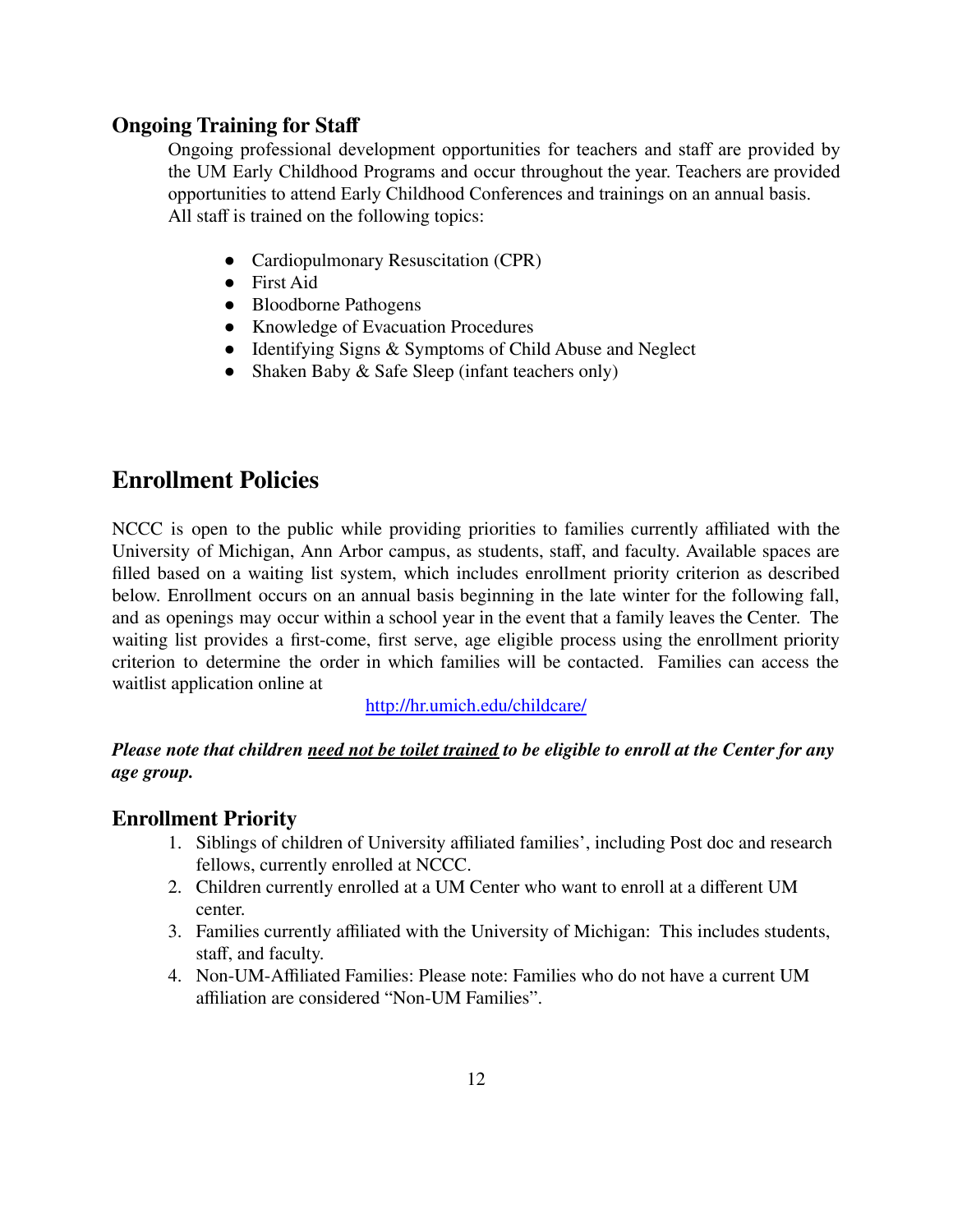### Ongoing Training for Staff

Ongoing professional development opportunities for teachers and staff are provided by the UM Early Childhood Programs and occur throughout the year. Teachers are provided opportunities to attend Early Childhood Conferences and trainings on an annual basis. All staff is trained on the following topics:

- Cardiopulmonary Resuscitation (CPR)
- First Aid
- Bloodborne Pathogens
- Knowledge of Evacuation Procedures
- Identifying Signs & Symptoms of Child Abuse and Neglect
- Shaken Baby & Safe Sleep (infant teachers only)

## Enrollment Policies

NCCC is open to the public while providing priorities to families currently affiliated with the University of Michigan, Ann Arbor campus, as students, staff, and faculty. Available spaces are filled based on a waiting list system, which includes enrollment priority criterion as described below. Enrollment occurs on an annual basis beginning in the late winter for the following fall, and as openings may occur within a school year in the event that a family leaves the Center. The waiting list provides a first-come, first serve, age eligible process using the enrollment priority criterion to determine the order in which families will be contacted. Families can access the waitlist application online at

http://hr.umich.edu/childcare/

***Please note that children <u>need not be toilet trained</u> to be eligible to enroll at the Center for any age group.***

### Enrollment Priority

1. Siblings of children of University affiliated families', including Post doc and research fellows, currently enrolled at NCCC.
2. Children currently enrolled at a UM Center who want to enroll at a different UM center.
3. Families currently affiliated with the University of Michigan: This includes students, staff, and faculty.
4. Non-UM-Affiliated Families: Please note: Families who do not have a current UM affiliation are considered "Non-UM Families".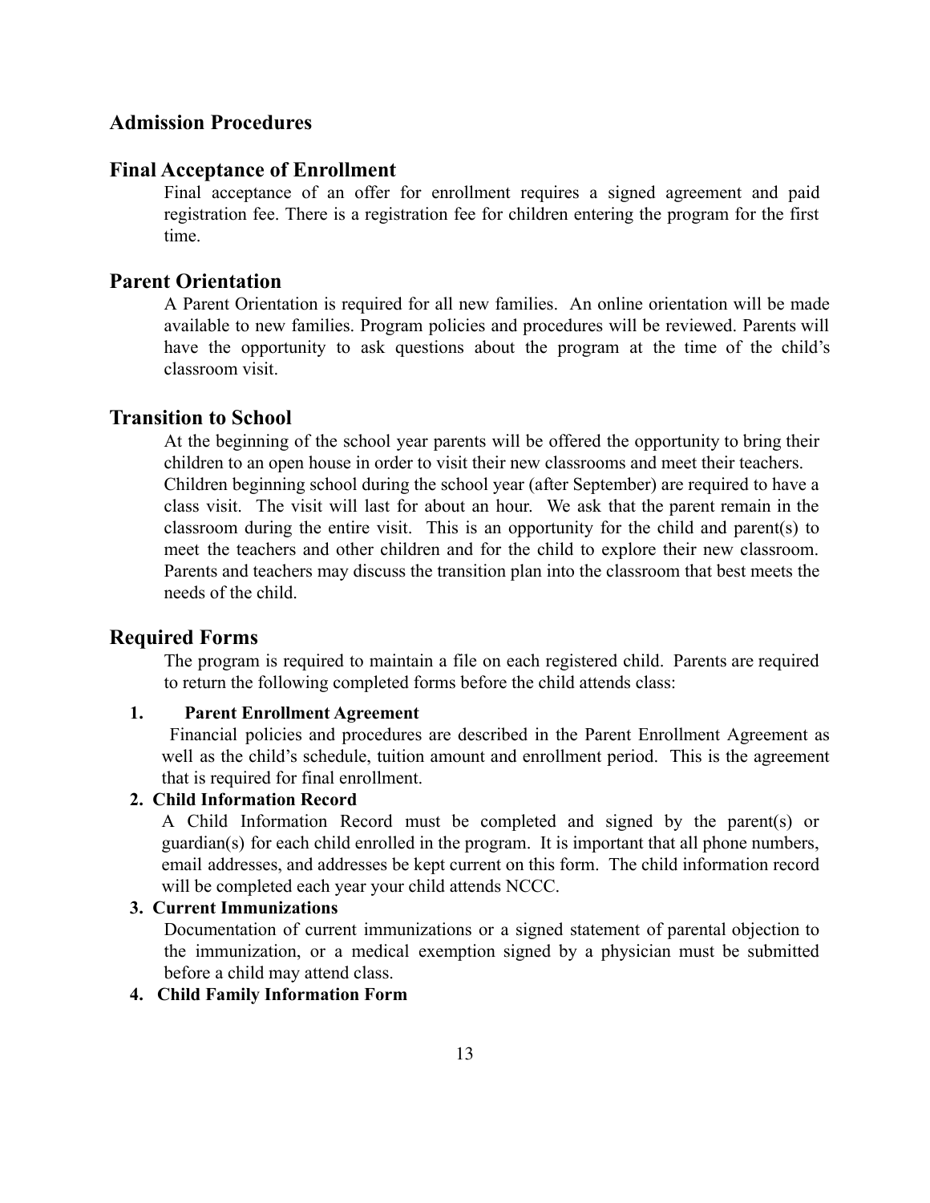## Admission Procedures

### Final Acceptance of Enrollment

Final acceptance of an offer for enrollment requires a signed agreement and paid registration fee. There is a registration fee for children entering the program for the first time.

### Parent Orientation

A Parent Orientation is required for all new families. An online orientation will be made available to new families. Program policies and procedures will be reviewed. Parents will have the opportunity to ask questions about the program at the time of the child's classroom visit.

### Transition to School

At the beginning of the school year parents will be offered the opportunity to bring their children to an open house in order to visit their new classrooms and meet their teachers. Children beginning school during the school year (after September) are required to have a class visit. The visit will last for about an hour. We ask that the parent remain in the classroom during the entire visit. This is an opportunity for the child and parent(s) to meet the teachers and other children and for the child to explore their new classroom. Parents and teachers may discuss the transition plan into the classroom that best meets the needs of the child.

### Required Forms

The program is required to maintain a file on each registered child. Parents are required to return the following completed forms before the child attends class:

1. **Parent Enrollment Agreement**

   Financial policies and procedures are described in the Parent Enrollment Agreement as well as the child's schedule, tuition amount and enrollment period. This is the agreement that is required for final enrollment.

2. **Child Information Record**

   A Child Information Record must be completed and signed by the parent(s) or guardian(s) for each child enrolled in the program. It is important that all phone numbers, email addresses, and addresses be kept current on this form. The child information record will be completed each year your child attends NCCC.

3. **Current Immunizations**

   Documentation of current immunizations or a signed statement of parental objection to the immunization, or a medical exemption signed by a physician must be submitted before a child may attend class.

4. **Child Family Information Form**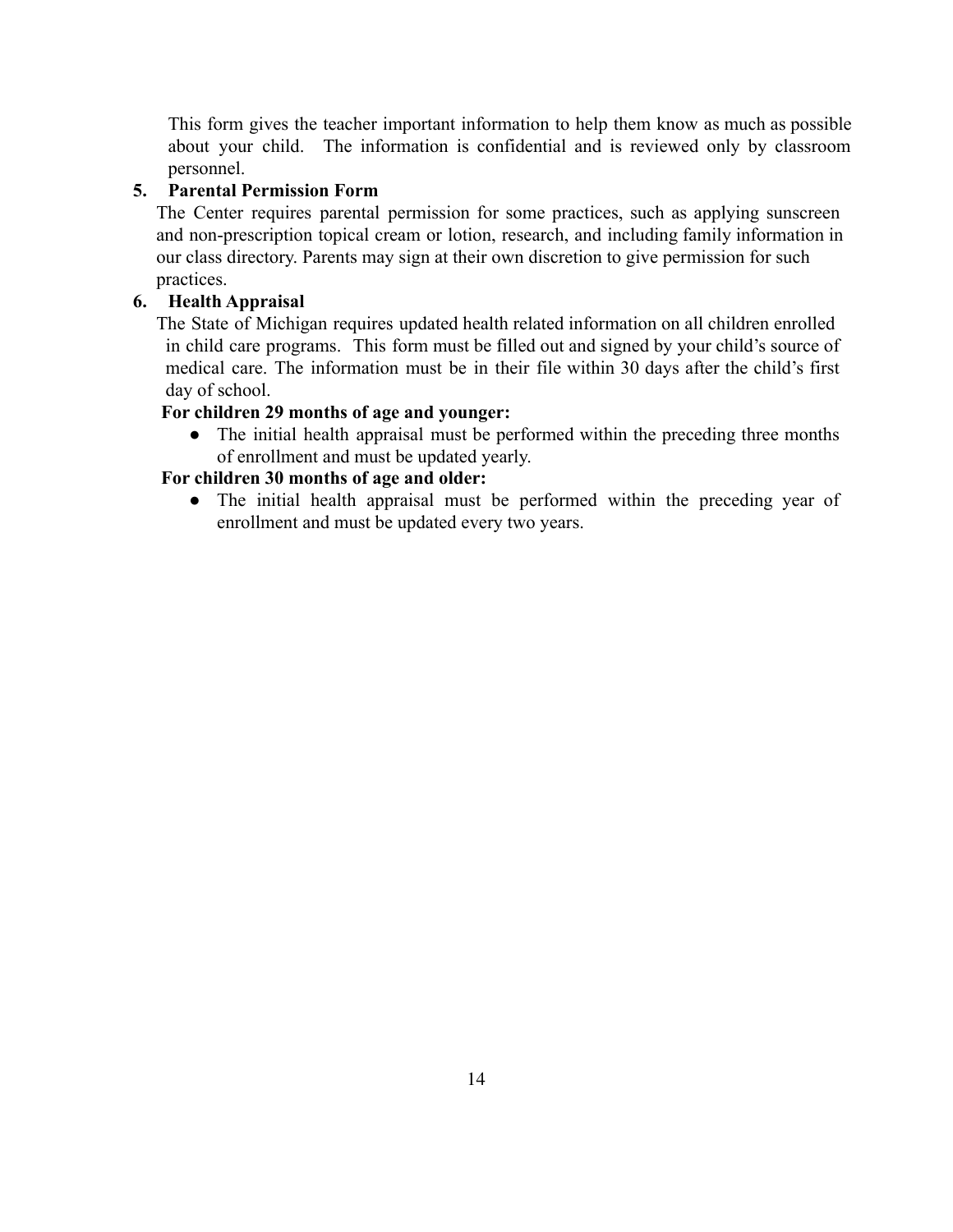This form gives the teacher important information to help them know as much as possible about your child. The information is confidential and is reviewed only by classroom personnel.

5. **Parental Permission Form**

The Center requires parental permission for some practices, such as applying sunscreen and non-prescription topical cream or lotion, research, and including family information in our class directory. Parents may sign at their own discretion to give permission for such practices.

6. **Health Appraisal**

The State of Michigan requires updated health related information on all children enrolled in child care programs. This form must be filled out and signed by your child's source of medical care. The information must be in their file within 30 days after the child's first day of school.

**For children 29 months of age and younger:**

- The initial health appraisal must be performed within the preceding three months of enrollment and must be updated yearly.

**For children 30 months of age and older:**

- The initial health appraisal must be performed within the preceding year of enrollment and must be updated every two years.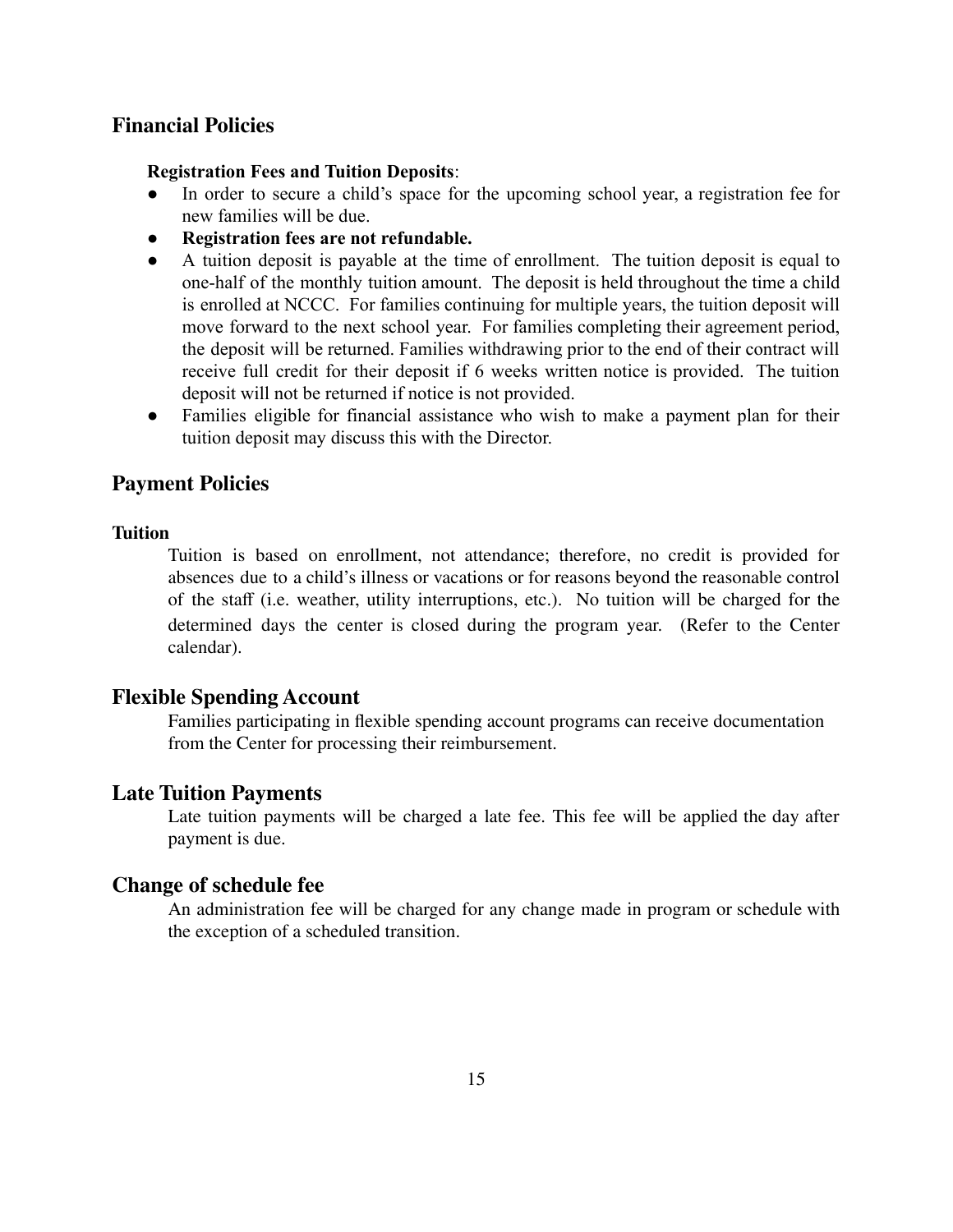## Financial Policies

**Registration Fees and Tuition Deposits**:

- In order to secure a child's space for the upcoming school year, a registration fee for new families will be due.
- **Registration fees are not refundable.**
- A tuition deposit is payable at the time of enrollment. The tuition deposit is equal to one-half of the monthly tuition amount. The deposit is held throughout the time a child is enrolled at NCCC. For families continuing for multiple years, the tuition deposit will move forward to the next school year. For families completing their agreement period, the deposit will be returned. Families withdrawing prior to the end of their contract will receive full credit for their deposit if 6 weeks written notice is provided. The tuition deposit will not be returned if notice is not provided.
- Families eligible for financial assistance who wish to make a payment plan for their tuition deposit may discuss this with the Director.

## Payment Policies

**Tuition**

Tuition is based on enrollment, not attendance; therefore, no credit is provided for absences due to a child's illness or vacations or for reasons beyond the reasonable control of the staff (i.e. weather, utility interruptions, etc.). No tuition will be charged for the determined days the center is closed during the program year. (Refer to the Center calendar).

## Flexible Spending Account

Families participating in flexible spending account programs can receive documentation from the Center for processing their reimbursement.

## Late Tuition Payments

Late tuition payments will be charged a late fee. This fee will be applied the day after payment is due.

## Change of schedule fee

An administration fee will be charged for any change made in program or schedule with the exception of a scheduled transition.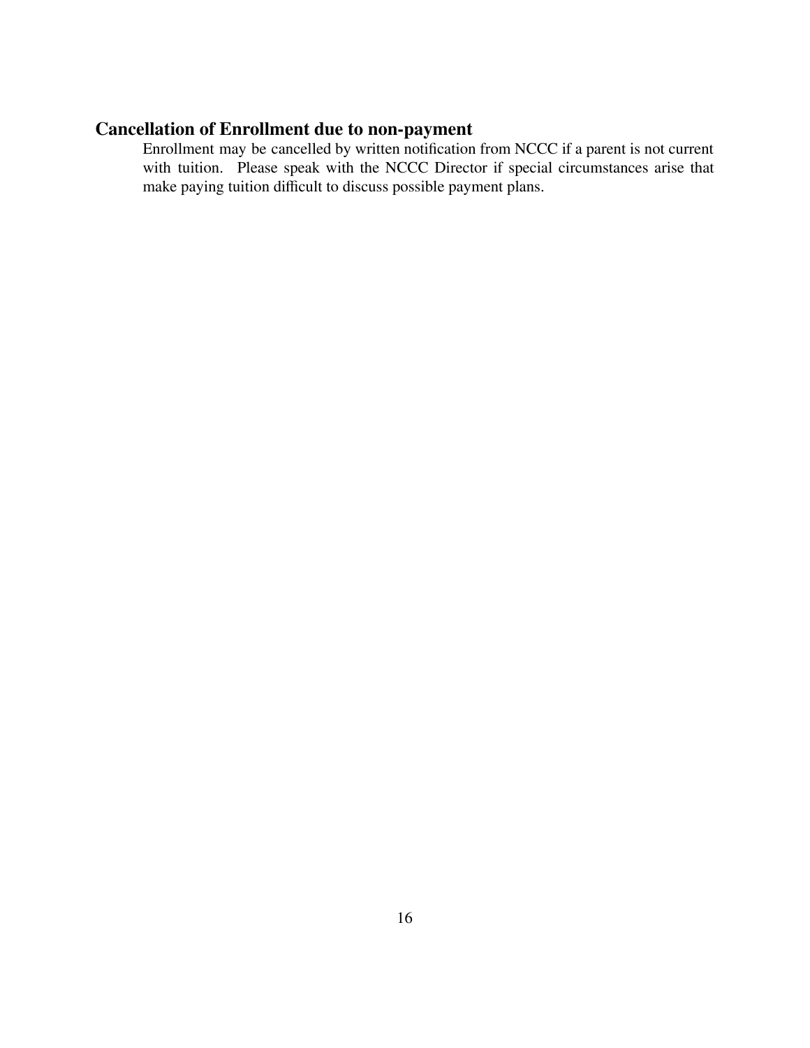## Cancellation of Enrollment due to non-payment

Enrollment may be cancelled by written notification from NCCC if a parent is not current with tuition. Please speak with the NCCC Director if special circumstances arise that make paying tuition difficult to discuss possible payment plans.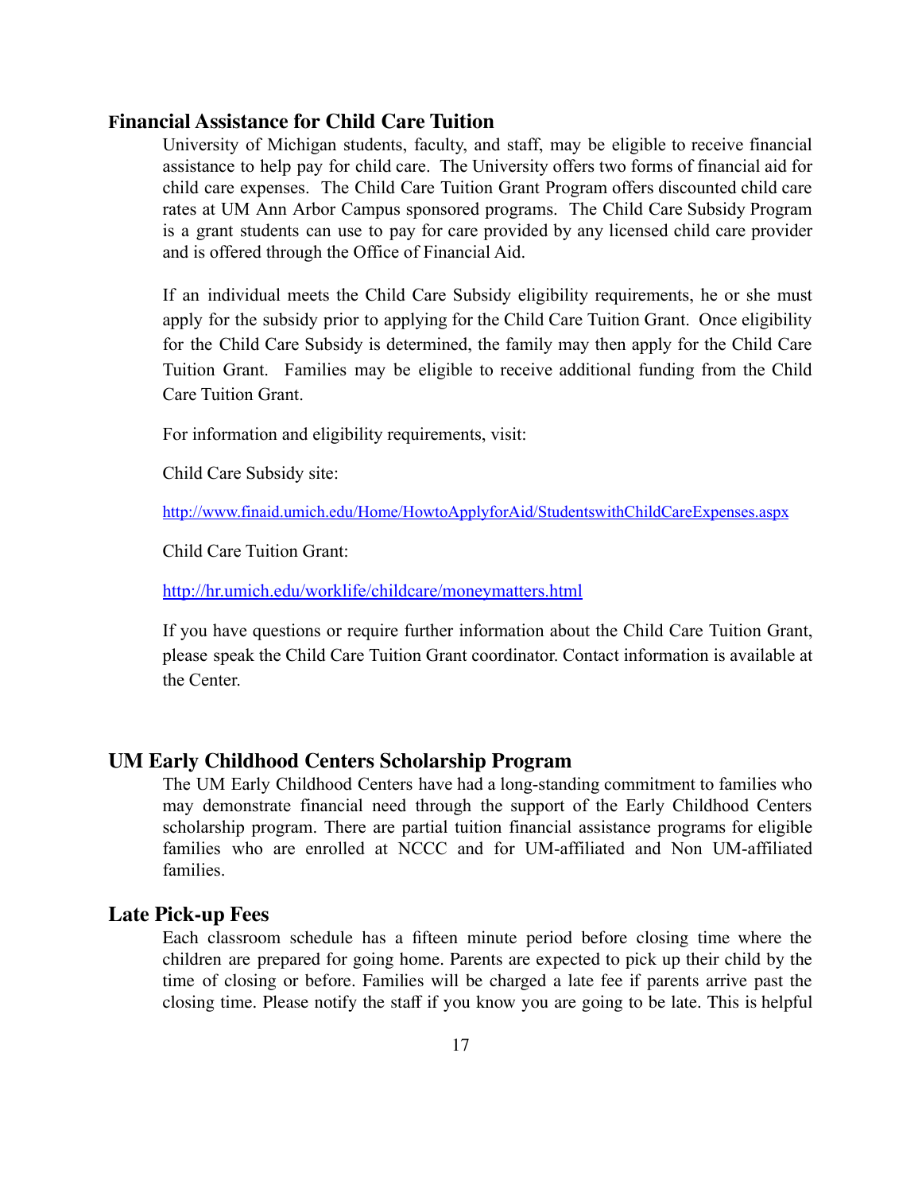## Financial Assistance for Child Care Tuition

University of Michigan students, faculty, and staff, may be eligible to receive financial assistance to help pay for child care. The University offers two forms of financial aid for child care expenses. The Child Care Tuition Grant Program offers discounted child care rates at UM Ann Arbor Campus sponsored programs. The Child Care Subsidy Program is a grant students can use to pay for care provided by any licensed child care provider and is offered through the Office of Financial Aid.

If an individual meets the Child Care Subsidy eligibility requirements, he or she must apply for the subsidy prior to applying for the Child Care Tuition Grant. Once eligibility for the Child Care Subsidy is determined, the family may then apply for the Child Care Tuition Grant. Families may be eligible to receive additional funding from the Child Care Tuition Grant.

For information and eligibility requirements, visit:

Child Care Subsidy site:

http://www.finaid.umich.edu/Home/HowtoApplyforAid/StudentswithChildCareExpenses.aspx

Child Care Tuition Grant:

http://hr.umich.edu/worklife/childcare/moneymatters.html

If you have questions or require further information about the Child Care Tuition Grant, please speak the Child Care Tuition Grant coordinator. Contact information is available at the Center.

## UM Early Childhood Centers Scholarship Program

The UM Early Childhood Centers have had a long-standing commitment to families who may demonstrate financial need through the support of the Early Childhood Centers scholarship program. There are partial tuition financial assistance programs for eligible families who are enrolled at NCCC and for UM-affiliated and Non UM-affiliated families.

## Late Pick-up Fees

Each classroom schedule has a fifteen minute period before closing time where the children are prepared for going home. Parents are expected to pick up their child by the time of closing or before. Families will be charged a late fee if parents arrive past the closing time. Please notify the staff if you know you are going to be late. This is helpful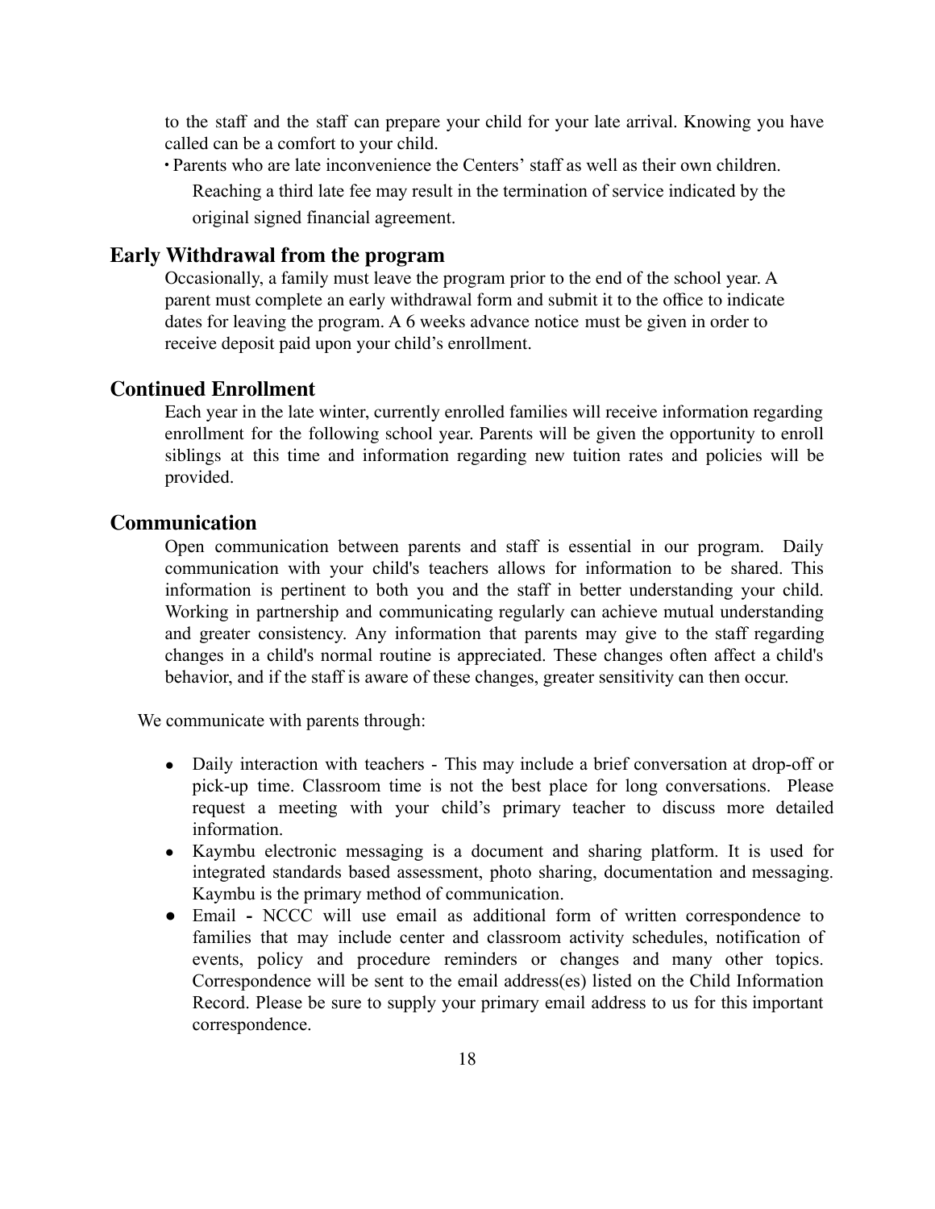to the staff and the staff can prepare your child for your late arrival. Knowing you have called can be a comfort to your child.

- Parents who are late inconvenience the Centers' staff as well as their own children. Reaching a third late fee may result in the termination of service indicated by the original signed financial agreement.

## Early Withdrawal from the program

Occasionally, a family must leave the program prior to the end of the school year. A parent must complete an early withdrawal form and submit it to the office to indicate dates for leaving the program. A 6 weeks advance notice must be given in order to receive deposit paid upon your child's enrollment.

## Continued Enrollment

Each year in the late winter, currently enrolled families will receive information regarding enrollment for the following school year. Parents will be given the opportunity to enroll siblings at this time and information regarding new tuition rates and policies will be provided.

## Communication

Open communication between parents and staff is essential in our program. Daily communication with your child's teachers allows for information to be shared. This information is pertinent to both you and the staff in better understanding your child. Working in partnership and communicating regularly can achieve mutual understanding and greater consistency. Any information that parents may give to the staff regarding changes in a child's normal routine is appreciated. These changes often affect a child's behavior, and if the staff is aware of these changes, greater sensitivity can then occur.

We communicate with parents through:

- Daily interaction with teachers - This may include a brief conversation at drop-off or pick-up time. Classroom time is not the best place for long conversations. Please request a meeting with your child's primary teacher to discuss more detailed information.
- Kaymbu electronic messaging is a document and sharing platform. It is used for integrated standards based assessment, photo sharing, documentation and messaging. Kaymbu is the primary method of communication.
- Email **-** NCCC will use email as additional form of written correspondence to families that may include center and classroom activity schedules, notification of events, policy and procedure reminders or changes and many other topics. Correspondence will be sent to the email address(es) listed on the Child Information Record. Please be sure to supply your primary email address to us for this important correspondence.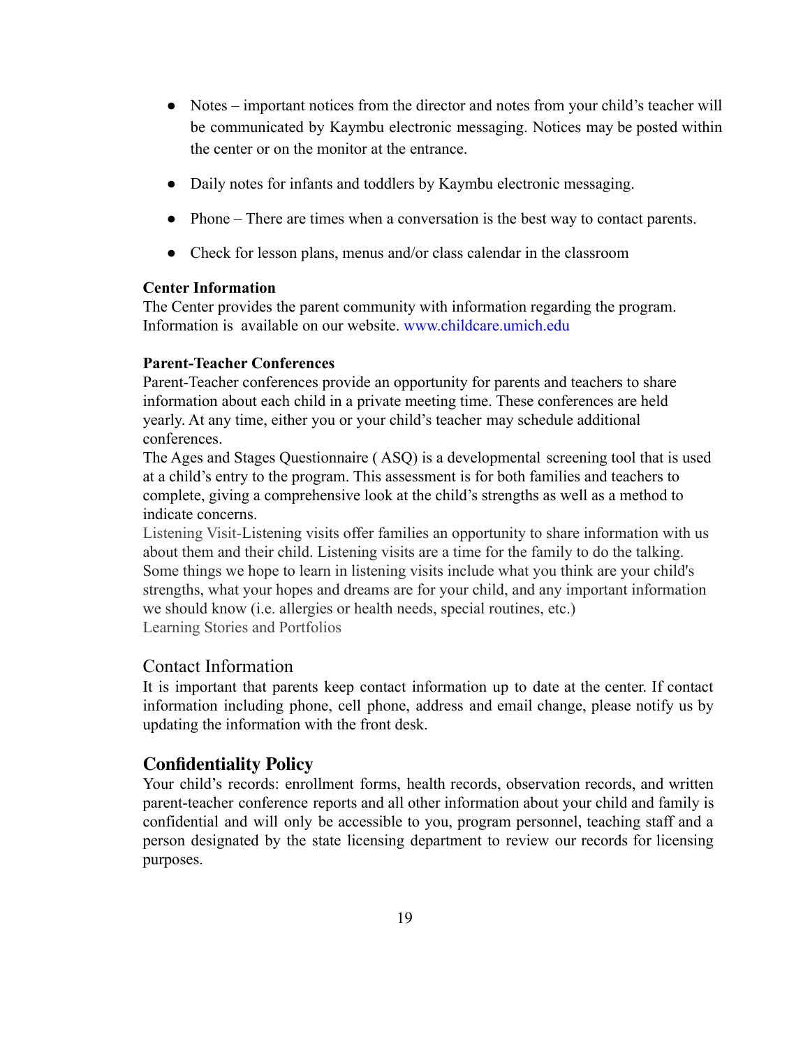- Notes – important notices from the director and notes from your child's teacher will be communicated by Kaymbu electronic messaging. Notices may be posted within the center or on the monitor at the entrance.
- Daily notes for infants and toddlers by Kaymbu electronic messaging.
- Phone – There are times when a conversation is the best way to contact parents.
- Check for lesson plans, menus and/or class calendar in the classroom

**Center Information**

The Center provides the parent community with information regarding the program. Information is available on our website. www.childcare.umich.edu

**Parent-Teacher Conferences**

Parent-Teacher conferences provide an opportunity for parents and teachers to share information about each child in a private meeting time. These conferences are held yearly. At any time, either you or your child's teacher may schedule additional conferences.

The Ages and Stages Questionnaire ( ASQ) is a developmental screening tool that is used at a child's entry to the program. This assessment is for both families and teachers to complete, giving a comprehensive look at the child's strengths as well as a method to indicate concerns.

Listening Visit-Listening visits offer families an opportunity to share information with us about them and their child. Listening visits are a time for the family to do the talking. Some things we hope to learn in listening visits include what you think are your child's strengths, what your hopes and dreams are for your child, and any important information we should know (i.e. allergies or health needs, special routines, etc.)

Learning Stories and Portfolios

### Contact Information

It is important that parents keep contact information up to date at the center. If contact information including phone, cell phone, address and email change, please notify us by updating the information with the front desk.

## Confidentiality Policy

Your child's records: enrollment forms, health records, observation records, and written parent-teacher conference reports and all other information about your child and family is confidential and will only be accessible to you, program personnel, teaching staff and a person designated by the state licensing department to review our records for licensing purposes.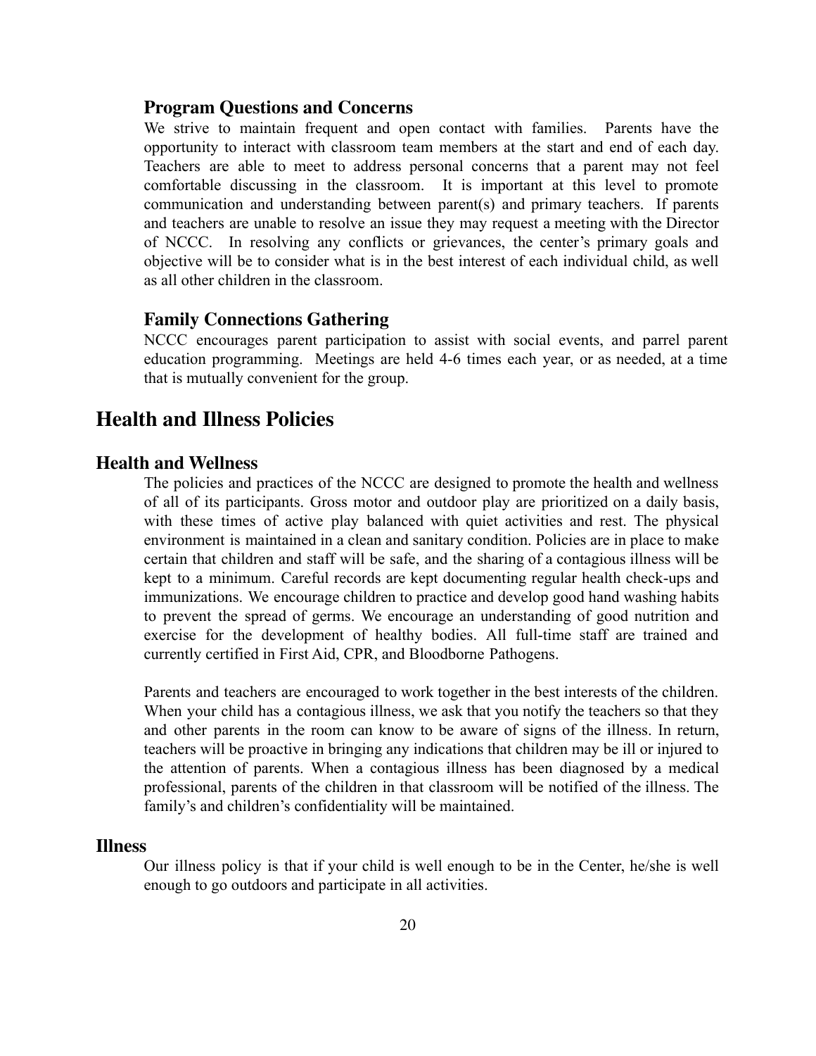### Program Questions and Concerns

We strive to maintain frequent and open contact with families. Parents have the opportunity to interact with classroom team members at the start and end of each day. Teachers are able to meet to address personal concerns that a parent may not feel comfortable discussing in the classroom. It is important at this level to promote communication and understanding between parent(s) and primary teachers. If parents and teachers are unable to resolve an issue they may request a meeting with the Director of NCCC. In resolving any conflicts or grievances, the center's primary goals and objective will be to consider what is in the best interest of each individual child, as well as all other children in the classroom.

### Family Connections Gathering

NCCC encourages parent participation to assist with social events, and parrel parent education programming. Meetings are held 4-6 times each year, or as needed, at a time that is mutually convenient for the group.

# Health and Illness Policies

## Health and Wellness

The policies and practices of the NCCC are designed to promote the health and wellness of all of its participants. Gross motor and outdoor play are prioritized on a daily basis, with these times of active play balanced with quiet activities and rest. The physical environment is maintained in a clean and sanitary condition. Policies are in place to make certain that children and staff will be safe, and the sharing of a contagious illness will be kept to a minimum. Careful records are kept documenting regular health check-ups and immunizations. We encourage children to practice and develop good hand washing habits to prevent the spread of germs. We encourage an understanding of good nutrition and exercise for the development of healthy bodies. All full-time staff are trained and currently certified in First Aid, CPR, and Bloodborne Pathogens.

Parents and teachers are encouraged to work together in the best interests of the children. When your child has a contagious illness, we ask that you notify the teachers so that they and other parents in the room can know to be aware of signs of the illness. In return, teachers will be proactive in bringing any indications that children may be ill or injured to the attention of parents. When a contagious illness has been diagnosed by a medical professional, parents of the children in that classroom will be notified of the illness. The family's and children's confidentiality will be maintained.

## Illness

Our illness policy is that if your child is well enough to be in the Center, he/she is well enough to go outdoors and participate in all activities.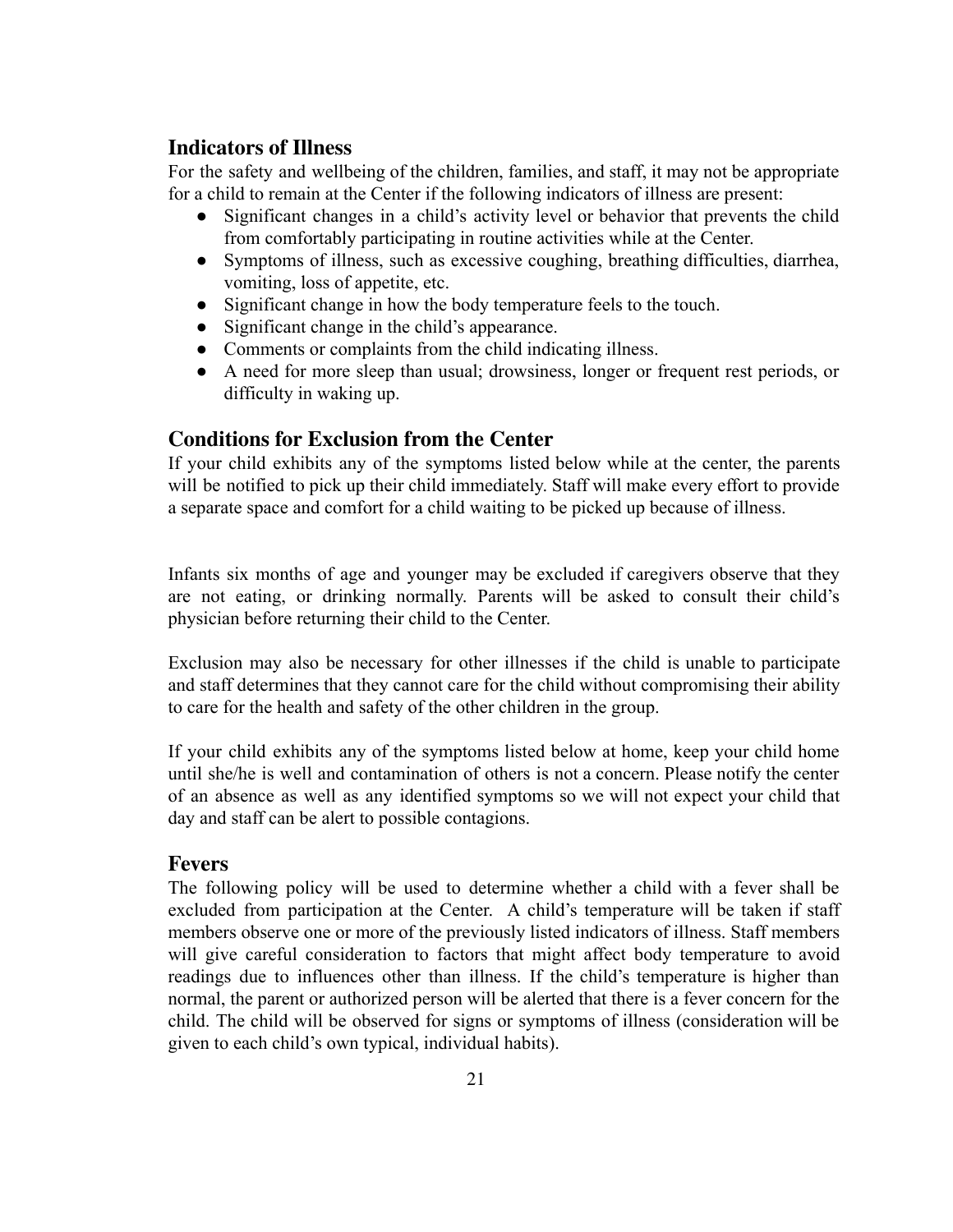## Indicators of Illness

For the safety and wellbeing of the children, families, and staff, it may not be appropriate for a child to remain at the Center if the following indicators of illness are present:

- Significant changes in a child's activity level or behavior that prevents the child from comfortably participating in routine activities while at the Center.
- Symptoms of illness, such as excessive coughing, breathing difficulties, diarrhea, vomiting, loss of appetite, etc.
- Significant change in how the body temperature feels to the touch.
- Significant change in the child's appearance.
- Comments or complaints from the child indicating illness.
- A need for more sleep than usual; drowsiness, longer or frequent rest periods, or difficulty in waking up.

## Conditions for Exclusion from the Center

If your child exhibits any of the symptoms listed below while at the center, the parents will be notified to pick up their child immediately. Staff will make every effort to provide a separate space and comfort for a child waiting to be picked up because of illness.

Infants six months of age and younger may be excluded if caregivers observe that they are not eating, or drinking normally. Parents will be asked to consult their child's physician before returning their child to the Center.

Exclusion may also be necessary for other illnesses if the child is unable to participate and staff determines that they cannot care for the child without compromising their ability to care for the health and safety of the other children in the group.

If your child exhibits any of the symptoms listed below at home, keep your child home until she/he is well and contamination of others is not a concern. Please notify the center of an absence as well as any identified symptoms so we will not expect your child that day and staff can be alert to possible contagions.

## Fevers

The following policy will be used to determine whether a child with a fever shall be excluded from participation at the Center. A child's temperature will be taken if staff members observe one or more of the previously listed indicators of illness. Staff members will give careful consideration to factors that might affect body temperature to avoid readings due to influences other than illness. If the child's temperature is higher than normal, the parent or authorized person will be alerted that there is a fever concern for the child. The child will be observed for signs or symptoms of illness (consideration will be given to each child's own typical, individual habits).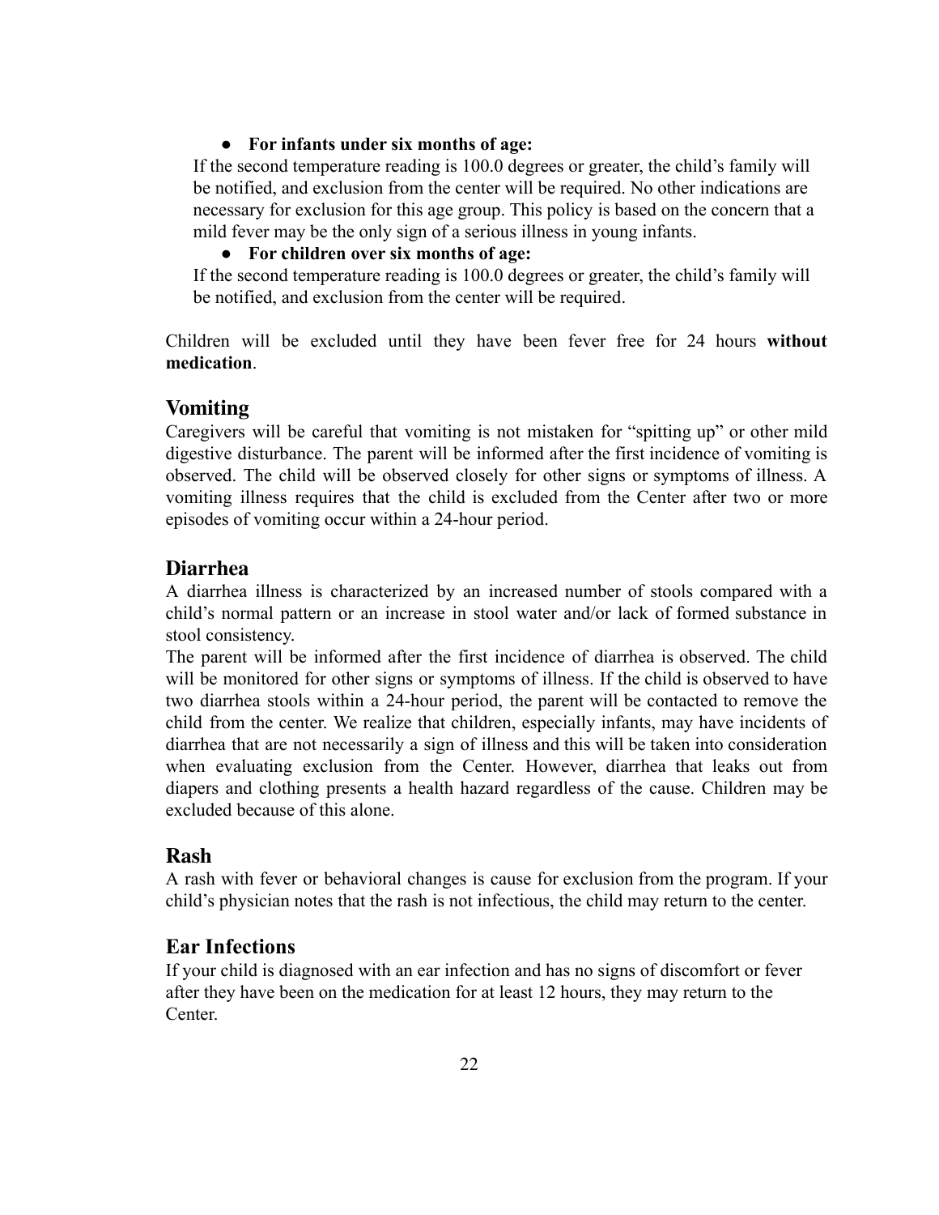- **For infants under six months of age:**

If the second temperature reading is 100.0 degrees or greater, the child's family will be notified, and exclusion from the center will be required. No other indications are necessary for exclusion for this age group. This policy is based on the concern that a mild fever may be the only sign of a serious illness in young infants.

- **For children over six months of age:**

If the second temperature reading is 100.0 degrees or greater, the child's family will be notified, and exclusion from the center will be required.

Children will be excluded until they have been fever free for 24 hours **without medication**.

## Vomiting

Caregivers will be careful that vomiting is not mistaken for "spitting up" or other mild digestive disturbance. The parent will be informed after the first incidence of vomiting is observed. The child will be observed closely for other signs or symptoms of illness. A vomiting illness requires that the child is excluded from the Center after two or more episodes of vomiting occur within a 24-hour period.

## Diarrhea

A diarrhea illness is characterized by an increased number of stools compared with a child's normal pattern or an increase in stool water and/or lack of formed substance in stool consistency.

The parent will be informed after the first incidence of diarrhea is observed. The child will be monitored for other signs or symptoms of illness. If the child is observed to have two diarrhea stools within a 24-hour period, the parent will be contacted to remove the child from the center. We realize that children, especially infants, may have incidents of diarrhea that are not necessarily a sign of illness and this will be taken into consideration when evaluating exclusion from the Center. However, diarrhea that leaks out from diapers and clothing presents a health hazard regardless of the cause. Children may be excluded because of this alone.

## Rash

A rash with fever or behavioral changes is cause for exclusion from the program. If your child's physician notes that the rash is not infectious, the child may return to the center.

## Ear Infections

If your child is diagnosed with an ear infection and has no signs of discomfort or fever after they have been on the medication for at least 12 hours, they may return to the Center.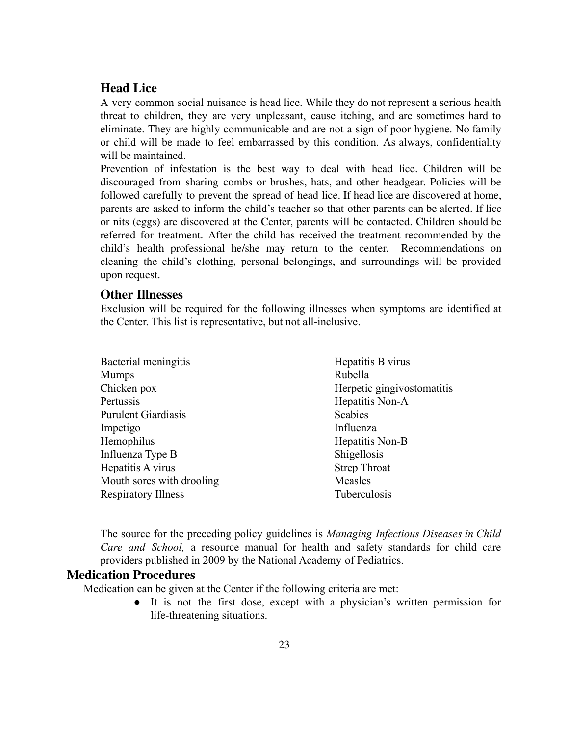### Head Lice

A very common social nuisance is head lice. While they do not represent a serious health threat to children, they are very unpleasant, cause itching, and are sometimes hard to eliminate. They are highly communicable and are not a sign of poor hygiene. No family or child will be made to feel embarrassed by this condition. As always, confidentiality will be maintained.

Prevention of infestation is the best way to deal with head lice. Children will be discouraged from sharing combs or brushes, hats, and other headgear. Policies will be followed carefully to prevent the spread of head lice. If head lice are discovered at home, parents are asked to inform the child's teacher so that other parents can be alerted. If lice or nits (eggs) are discovered at the Center, parents will be contacted. Children should be referred for treatment. After the child has received the treatment recommended by the child's health professional he/she may return to the center. Recommendations on cleaning the child's clothing, personal belongings, and surroundings will be provided upon request.

### Other Illnesses

Exclusion will be required for the following illnesses when symptoms are identified at the Center. This list is representative, but not all-inclusive.

- Bacterial meningitis
- Mumps
- Chicken pox
- Pertussis
- Purulent Giardiasis
- Impetigo
- Hemophilus
- Influenza Type B
- Hepatitis A virus
- Mouth sores with drooling
- Respiratory Illness
- Hepatitis B virus
- Rubella
- Herpetic gingivostomatitis
- Hepatitis Non-A
- Scabies
- Influenza
- Hepatitis Non-B
- Shigellosis
- Strep Throat
- Measles
- Tuberculosis

The source for the preceding policy guidelines is *Managing Infectious Diseases in Child Care and School,* a resource manual for health and safety standards for child care providers published in 2009 by the National Academy of Pediatrics.

## Medication Procedures

Medication can be given at the Center if the following criteria are met:

- It is not the first dose, except with a physician's written permission for life-threatening situations.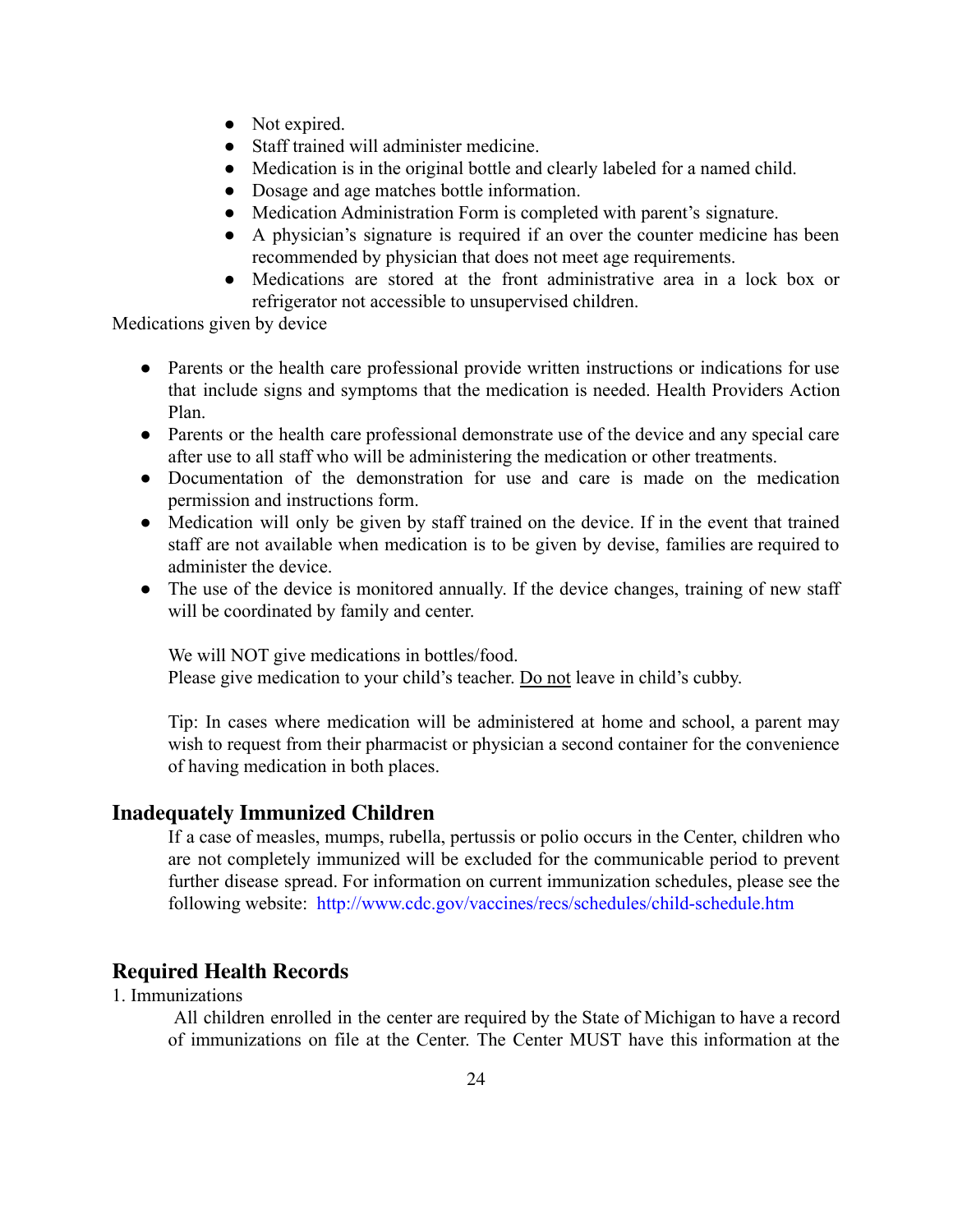- Not expired.
- Staff trained will administer medicine.
- Medication is in the original bottle and clearly labeled for a named child.
- Dosage and age matches bottle information.
- Medication Administration Form is completed with parent's signature.
- A physician's signature is required if an over the counter medicine has been recommended by physician that does not meet age requirements.
- Medications are stored at the front administrative area in a lock box or refrigerator not accessible to unsupervised children.

Medications given by device

- Parents or the health care professional provide written instructions or indications for use that include signs and symptoms that the medication is needed. Health Providers Action Plan.
- Parents or the health care professional demonstrate use of the device and any special care after use to all staff who will be administering the medication or other treatments.
- Documentation of the demonstration for use and care is made on the medication permission and instructions form.
- Medication will only be given by staff trained on the device. If in the event that trained staff are not available when medication is to be given by devise, families are required to administer the device.
- The use of the device is monitored annually. If the device changes, training of new staff will be coordinated by family and center.

We will NOT give medications in bottles/food.
Please give medication to your child's teacher. <u>Do not</u> leave in child's cubby.

Tip: In cases where medication will be administered at home and school, a parent may wish to request from their pharmacist or physician a second container for the convenience of having medication in both places.

## Inadequately Immunized Children

If a case of measles, mumps, rubella, pertussis or polio occurs in the Center, children who are not completely immunized will be excluded for the communicable period to prevent further disease spread. For information on current immunization schedules, please see the following website: http://www.cdc.gov/vaccines/recs/schedules/child-schedule.htm

## Required Health Records

1. Immunizations

All children enrolled in the center are required by the State of Michigan to have a record of immunizations on file at the Center. The Center MUST have this information at the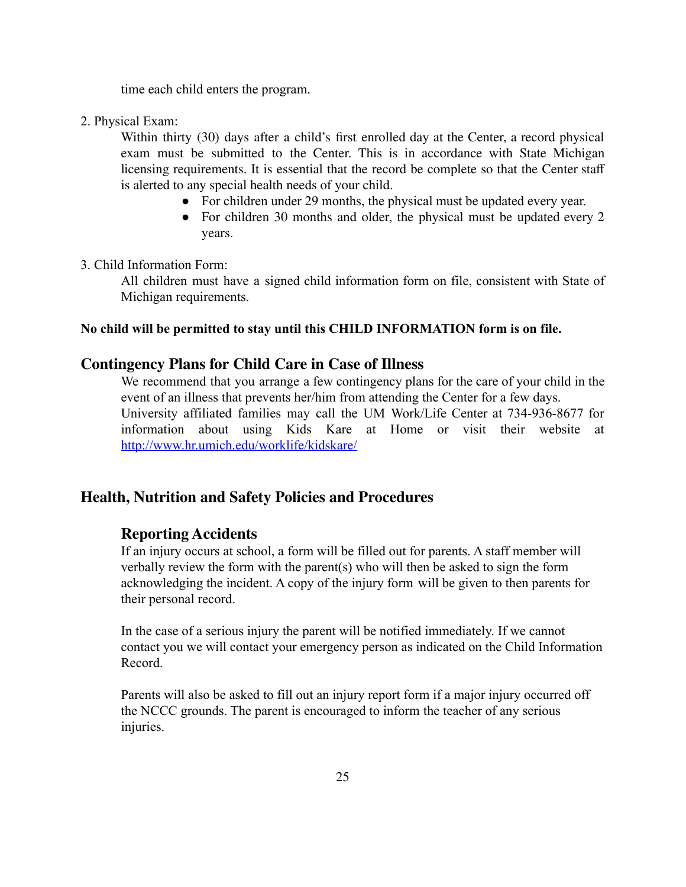time each child enters the program.

2. Physical Exam:

Within thirty (30) days after a child's first enrolled day at the Center, a record physical exam must be submitted to the Center. This is in accordance with State Michigan licensing requirements. It is essential that the record be complete so that the Center staff is alerted to any special health needs of your child.

- For children under 29 months, the physical must be updated every year.
- For children 30 months and older, the physical must be updated every 2 years.

3. Child Information Form:

All children must have a signed child information form on file, consistent with State of Michigan requirements.

**No child will be permitted to stay until this CHILD INFORMATION form is on file.**

## Contingency Plans for Child Care in Case of Illness

We recommend that you arrange a few contingency plans for the care of your child in the event of an illness that prevents her/him from attending the Center for a few days. University affiliated families may call the UM Work/Life Center at 734-936-8677 for information about using Kids Kare at Home or visit their website at [http://www.hr.umich.edu/worklife/kidskare/](http://www.hr.umich.edu/worklife/kidskare/)

## Health, Nutrition and Safety Policies and Procedures

### Reporting Accidents

If an injury occurs at school, a form will be filled out for parents. A staff member will verbally review the form with the parent(s) who will then be asked to sign the form acknowledging the incident. A copy of the injury form will be given to then parents for their personal record.

In the case of a serious injury the parent will be notified immediately. If we cannot contact you we will contact your emergency person as indicated on the Child Information Record.

Parents will also be asked to fill out an injury report form if a major injury occurred off the NCCC grounds. The parent is encouraged to inform the teacher of any serious injuries.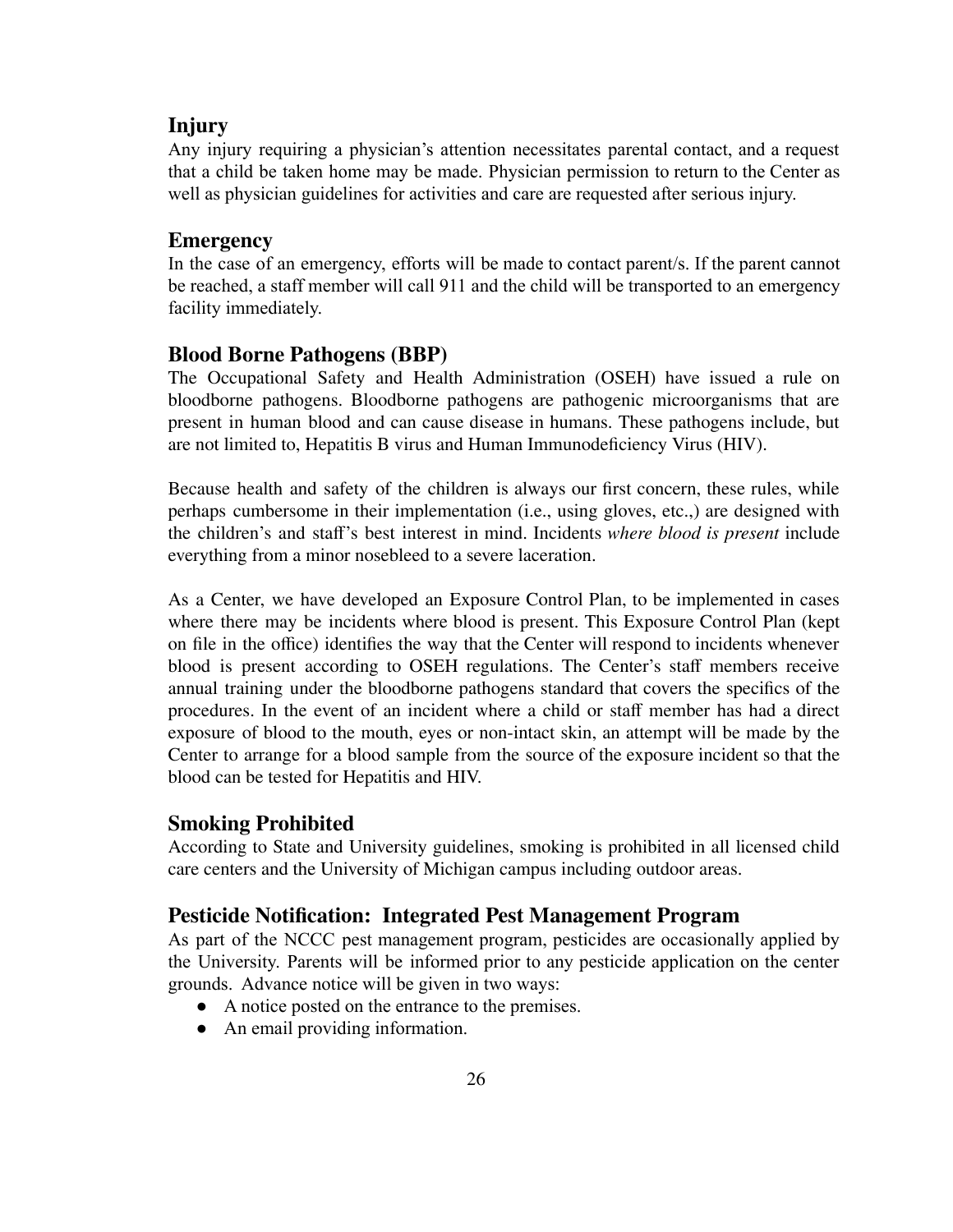## Injury

Any injury requiring a physician's attention necessitates parental contact, and a request that a child be taken home may be made. Physician permission to return to the Center as well as physician guidelines for activities and care are requested after serious injury.

## Emergency

In the case of an emergency, efforts will be made to contact parent/s. If the parent cannot be reached, a staff member will call 911 and the child will be transported to an emergency facility immediately.

## Blood Borne Pathogens (BBP)

The Occupational Safety and Health Administration (OSEH) have issued a rule on bloodborne pathogens. Bloodborne pathogens are pathogenic microorganisms that are present in human blood and can cause disease in humans. These pathogens include, but are not limited to, Hepatitis B virus and Human Immunodeficiency Virus (HIV).

Because health and safety of the children is always our first concern, these rules, while perhaps cumbersome in their implementation (i.e., using gloves, etc.,) are designed with the children's and staff's best interest in mind. Incidents *where blood is present* include everything from a minor nosebleed to a severe laceration.

As a Center, we have developed an Exposure Control Plan, to be implemented in cases where there may be incidents where blood is present. This Exposure Control Plan (kept on file in the office) identifies the way that the Center will respond to incidents whenever blood is present according to OSEH regulations. The Center's staff members receive annual training under the bloodborne pathogens standard that covers the specifics of the procedures. In the event of an incident where a child or staff member has had a direct exposure of blood to the mouth, eyes or non-intact skin, an attempt will be made by the Center to arrange for a blood sample from the source of the exposure incident so that the blood can be tested for Hepatitis and HIV.

## Smoking Prohibited

According to State and University guidelines, smoking is prohibited in all licensed child care centers and the University of Michigan campus including outdoor areas.

## Pesticide Notification: Integrated Pest Management Program

As part of the NCCC pest management program, pesticides are occasionally applied by the University. Parents will be informed prior to any pesticide application on the center grounds. Advance notice will be given in two ways:

- A notice posted on the entrance to the premises.
- An email providing information.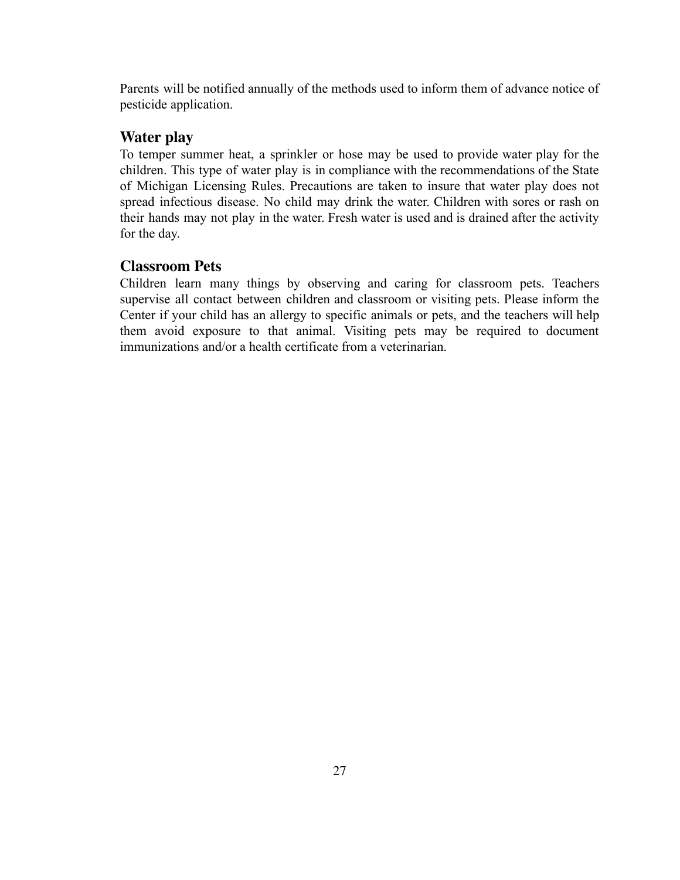Parents will be notified annually of the methods used to inform them of advance notice of pesticide application.

## Water play

To temper summer heat, a sprinkler or hose may be used to provide water play for the children. This type of water play is in compliance with the recommendations of the State of Michigan Licensing Rules. Precautions are taken to insure that water play does not spread infectious disease. No child may drink the water. Children with sores or rash on their hands may not play in the water. Fresh water is used and is drained after the activity for the day.

## Classroom Pets

Children learn many things by observing and caring for classroom pets. Teachers supervise all contact between children and classroom or visiting pets. Please inform the Center if your child has an allergy to specific animals or pets, and the teachers will help them avoid exposure to that animal. Visiting pets may be required to document immunizations and/or a health certificate from a veterinarian.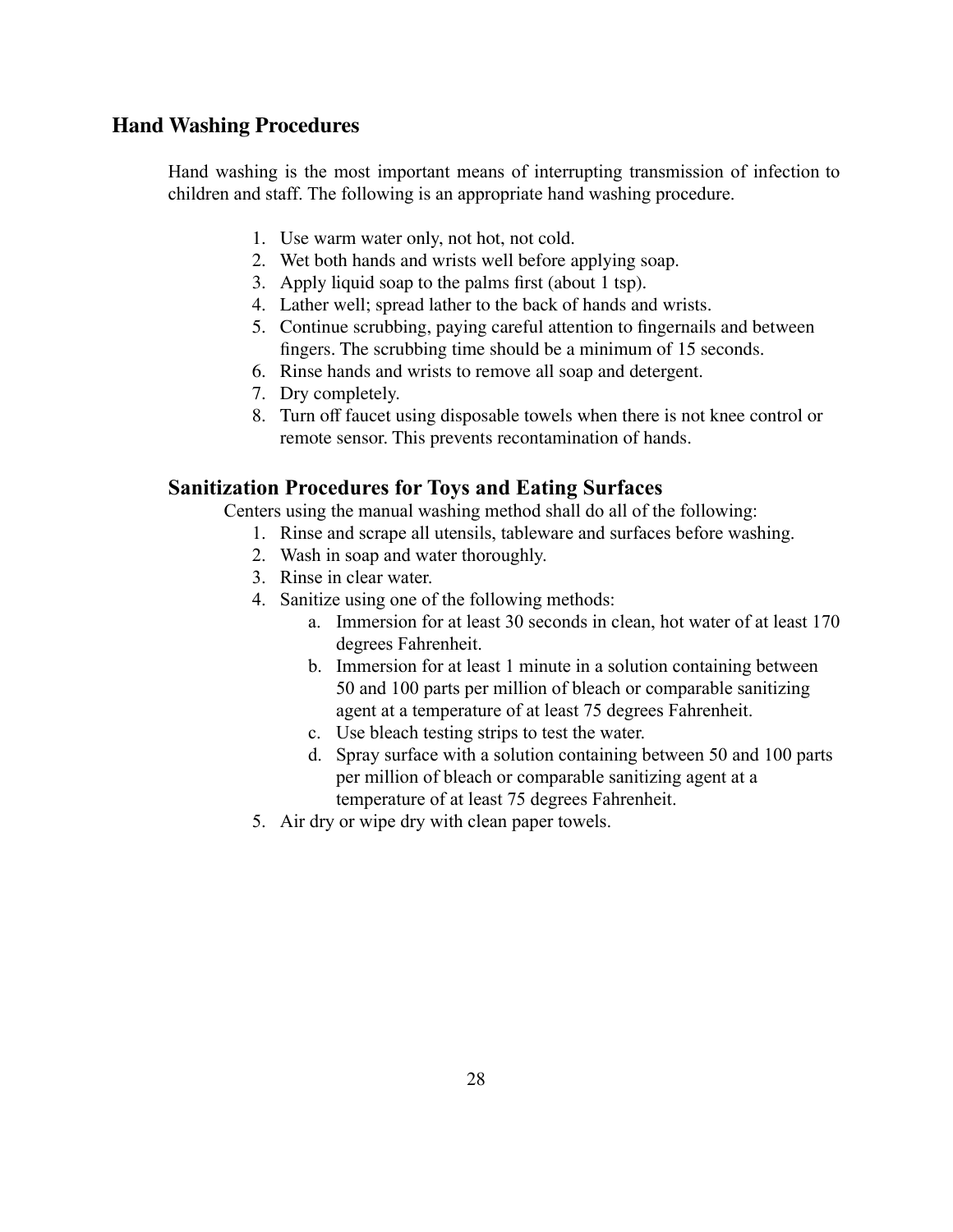## Hand Washing Procedures

Hand washing is the most important means of interrupting transmission of infection to children and staff. The following is an appropriate hand washing procedure.

1. Use warm water only, not hot, not cold.
2. Wet both hands and wrists well before applying soap.
3. Apply liquid soap to the palms first (about 1 tsp).
4. Lather well; spread lather to the back of hands and wrists.
5. Continue scrubbing, paying careful attention to fingernails and between fingers. The scrubbing time should be a minimum of 15 seconds.
6. Rinse hands and wrists to remove all soap and detergent.
7. Dry completely.
8. Turn off faucet using disposable towels when there is not knee control or remote sensor. This prevents recontamination of hands.

### Sanitization Procedures for Toys and Eating Surfaces

Centers using the manual washing method shall do all of the following:

1. Rinse and scrape all utensils, tableware and surfaces before washing.
2. Wash in soap and water thoroughly.
3. Rinse in clear water.
4. Sanitize using one of the following methods:
   a. Immersion for at least 30 seconds in clean, hot water of at least 170 degrees Fahrenheit.
   b. Immersion for at least 1 minute in a solution containing between 50 and 100 parts per million of bleach or comparable sanitizing agent at a temperature of at least 75 degrees Fahrenheit.
   c. Use bleach testing strips to test the water.
   d. Spray surface with a solution containing between 50 and 100 parts per million of bleach or comparable sanitizing agent at a temperature of at least 75 degrees Fahrenheit.
5. Air dry or wipe dry with clean paper towels.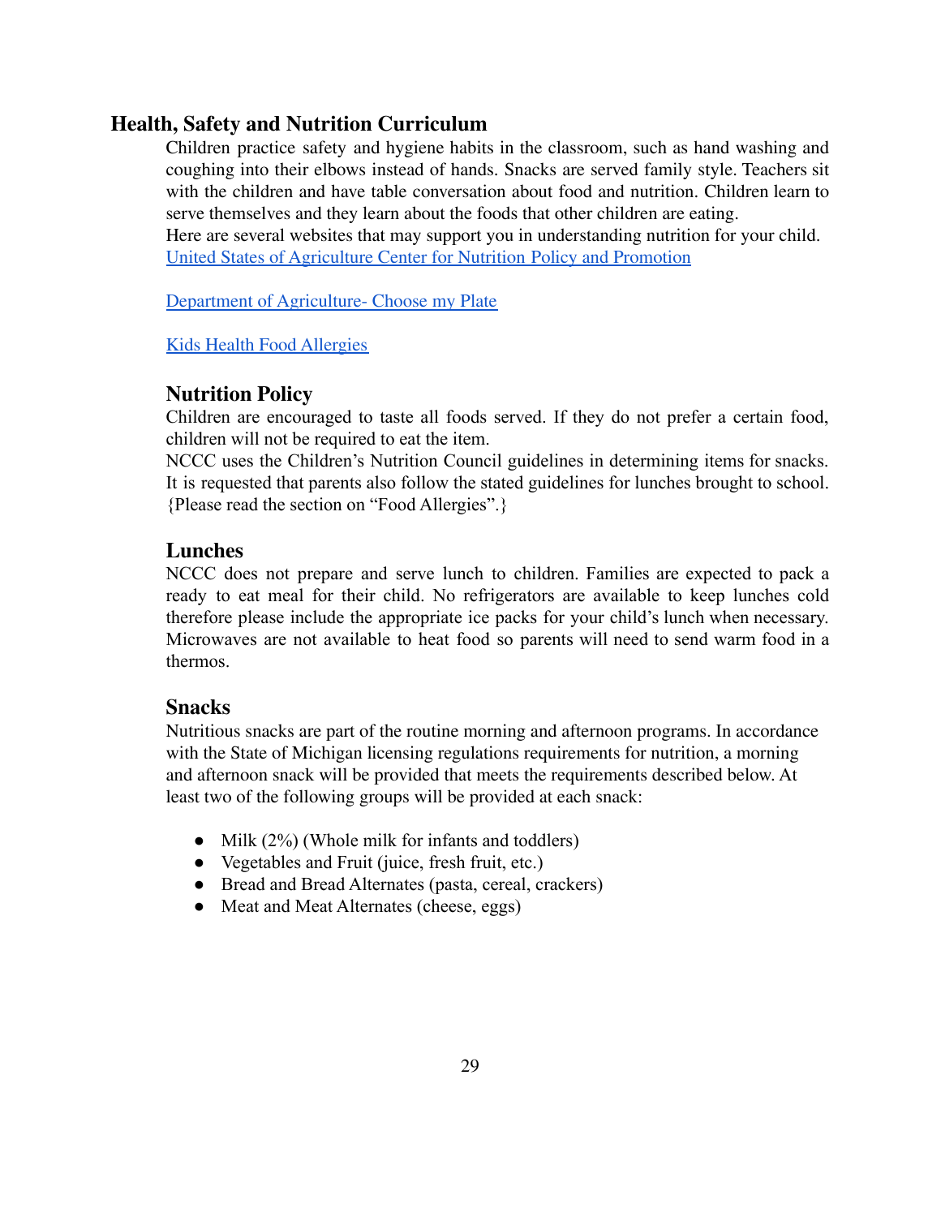## Health, Safety and Nutrition Curriculum

Children practice safety and hygiene habits in the classroom, such as hand washing and coughing into their elbows instead of hands. Snacks are served family style. Teachers sit with the children and have table conversation about food and nutrition. Children learn to serve themselves and they learn about the foods that other children are eating.

Here are several websites that may support you in understanding nutrition for your child.

[United States of Agriculture Center for Nutrition Policy and Promotion]

[Department of Agriculture- Choose my Plate]

[Kids Health Food Allergies]

### Nutrition Policy

Children are encouraged to taste all foods served. If they do not prefer a certain food, children will not be required to eat the item.

NCCC uses the Children's Nutrition Council guidelines in determining items for snacks. It is requested that parents also follow the stated guidelines for lunches brought to school. {Please read the section on "Food Allergies".}

### Lunches

NCCC does not prepare and serve lunch to children. Families are expected to pack a ready to eat meal for their child. No refrigerators are available to keep lunches cold therefore please include the appropriate ice packs for your child's lunch when necessary. Microwaves are not available to heat food so parents will need to send warm food in a thermos.

### Snacks

Nutritious snacks are part of the routine morning and afternoon programs. In accordance with the State of Michigan licensing regulations requirements for nutrition, a morning and afternoon snack will be provided that meets the requirements described below. At least two of the following groups will be provided at each snack:

- Milk (2%) (Whole milk for infants and toddlers)
- Vegetables and Fruit (juice, fresh fruit, etc.)
- Bread and Bread Alternates (pasta, cereal, crackers)
- Meat and Meat Alternates (cheese, eggs)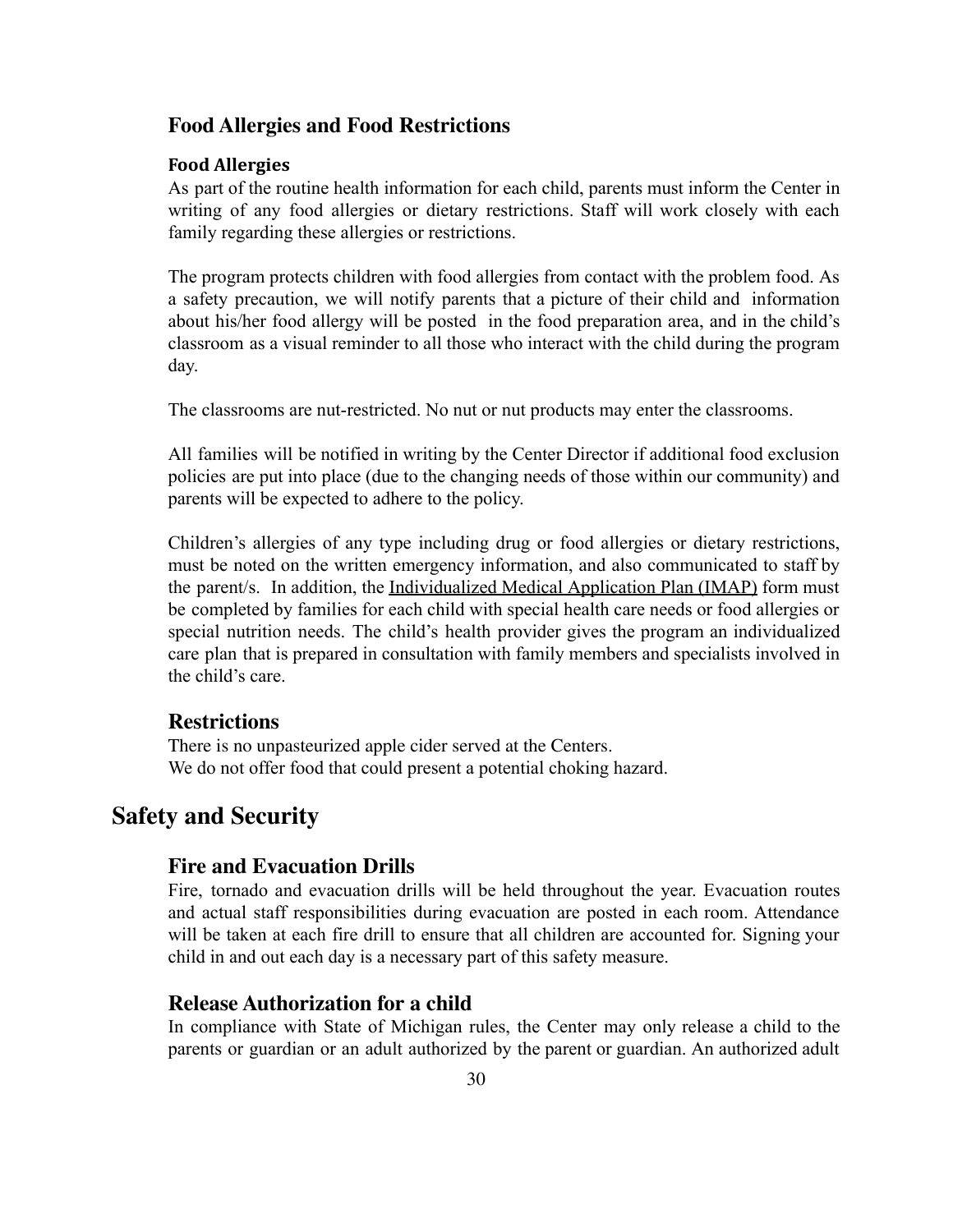### Food Allergies and Food Restrictions

#### Food Allergies

As part of the routine health information for each child, parents must inform the Center in writing of any food allergies or dietary restrictions. Staff will work closely with each family regarding these allergies or restrictions.

The program protects children with food allergies from contact with the problem food. As a safety precaution, we will notify parents that a picture of their child and information about his/her food allergy will be posted in the food preparation area, and in the child's classroom as a visual reminder to all those who interact with the child during the program day.

The classrooms are nut-restricted. No nut or nut products may enter the classrooms.

All families will be notified in writing by the Center Director if additional food exclusion policies are put into place (due to the changing needs of those within our community) and parents will be expected to adhere to the policy.

Children's allergies of any type including drug or food allergies or dietary restrictions, must be noted on the written emergency information, and also communicated to staff by the parent/s. In addition, the Individualized Medical Application Plan (IMAP) form must be completed by families for each child with special health care needs or food allergies or special nutrition needs. The child's health provider gives the program an individualized care plan that is prepared in consultation with family members and specialists involved in the child's care.

### Restrictions

There is no unpasteurized apple cider served at the Centers.
We do not offer food that could present a potential choking hazard.

## Safety and Security

### Fire and Evacuation Drills

Fire, tornado and evacuation drills will be held throughout the year. Evacuation routes and actual staff responsibilities during evacuation are posted in each room. Attendance will be taken at each fire drill to ensure that all children are accounted for. Signing your child in and out each day is a necessary part of this safety measure.

### Release Authorization for a child

In compliance with State of Michigan rules, the Center may only release a child to the parents or guardian or an adult authorized by the parent or guardian. An authorized adult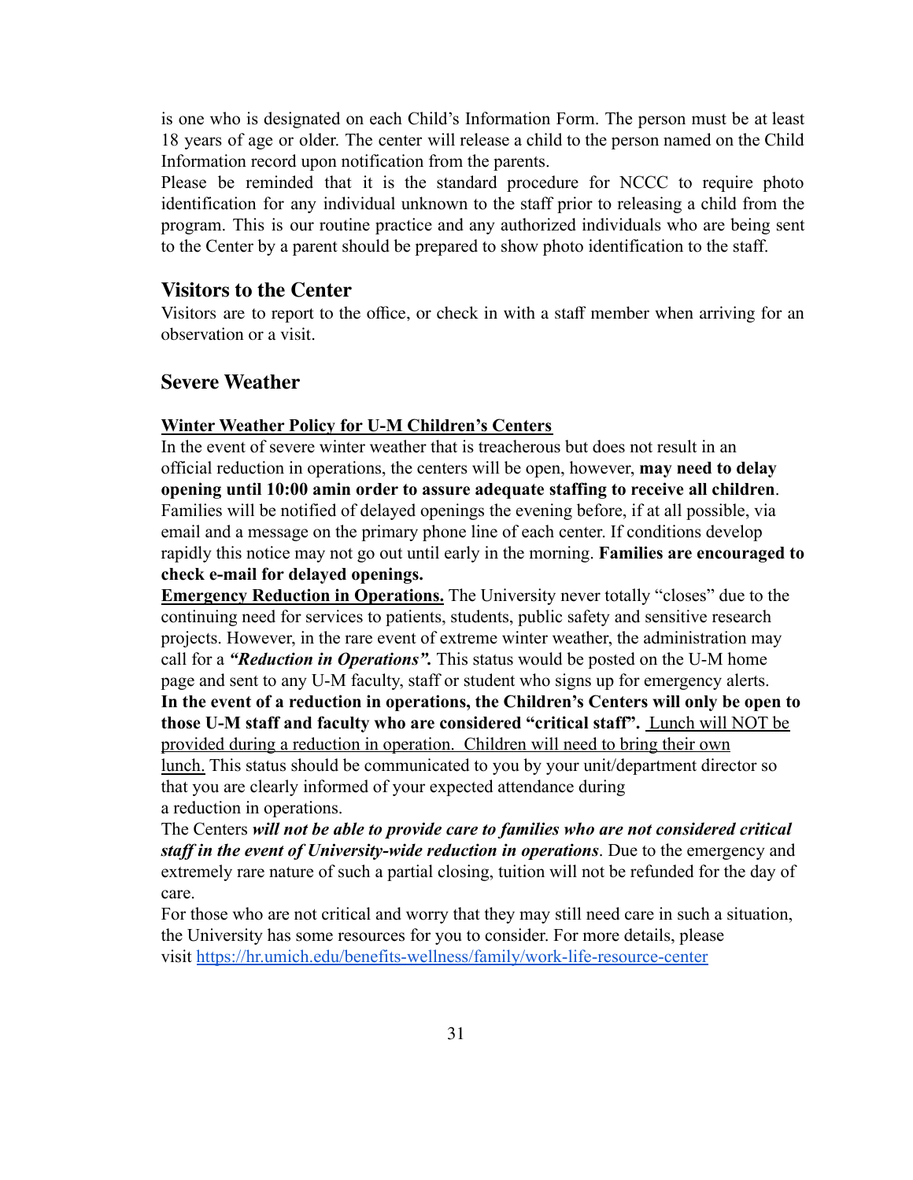is one who is designated on each Child's Information Form. The person must be at least 18 years of age or older. The center will release a child to the person named on the Child Information record upon notification from the parents.

Please be reminded that it is the standard procedure for NCCC to require photo identification for any individual unknown to the staff prior to releasing a child from the program. This is our routine practice and any authorized individuals who are being sent to the Center by a parent should be prepared to show photo identification to the staff.

## Visitors to the Center

Visitors are to report to the office, or check in with a staff member when arriving for an observation or a visit.

## Severe Weather

**Winter Weather Policy for U-M Children's Centers**

In the event of severe winter weather that is treacherous but does not result in an official reduction in operations, the centers will be open, however, **may need to delay opening until 10:00 amin order to assure adequate staffing to receive all children**. Families will be notified of delayed openings the evening before, if at all possible, via email and a message on the primary phone line of each center. If conditions develop rapidly this notice may not go out until early in the morning. **Families are encouraged to check e-mail for delayed openings.**

**Emergency Reduction in Operations.** The University never totally "closes" due to the continuing need for services to patients, students, public safety and sensitive research projects. However, in the rare event of extreme winter weather, the administration may call for a ***"Reduction in Operations".*** This status would be posted on the U-M home page and sent to any U-M faculty, staff or student who signs up for emergency alerts. **In the event of a reduction in operations, the Children's Centers will only be open to those U-M staff and faculty who are considered "critical staff".** Lunch will NOT be provided during a reduction in operation. Children will need to bring their own lunch. This status should be communicated to you by your unit/department director so that you are clearly informed of your expected attendance during a reduction in operations.

The Centers ***will not be able to provide care to families who are not considered critical staff in the event of University-wide reduction in operations***. Due to the emergency and extremely rare nature of such a partial closing, tuition will not be refunded for the day of care.

For those who are not critical and worry that they may still need care in such a situation, the University has some resources for you to consider. For more details, please visit https://hr.umich.edu/benefits-wellness/family/work-life-resource-center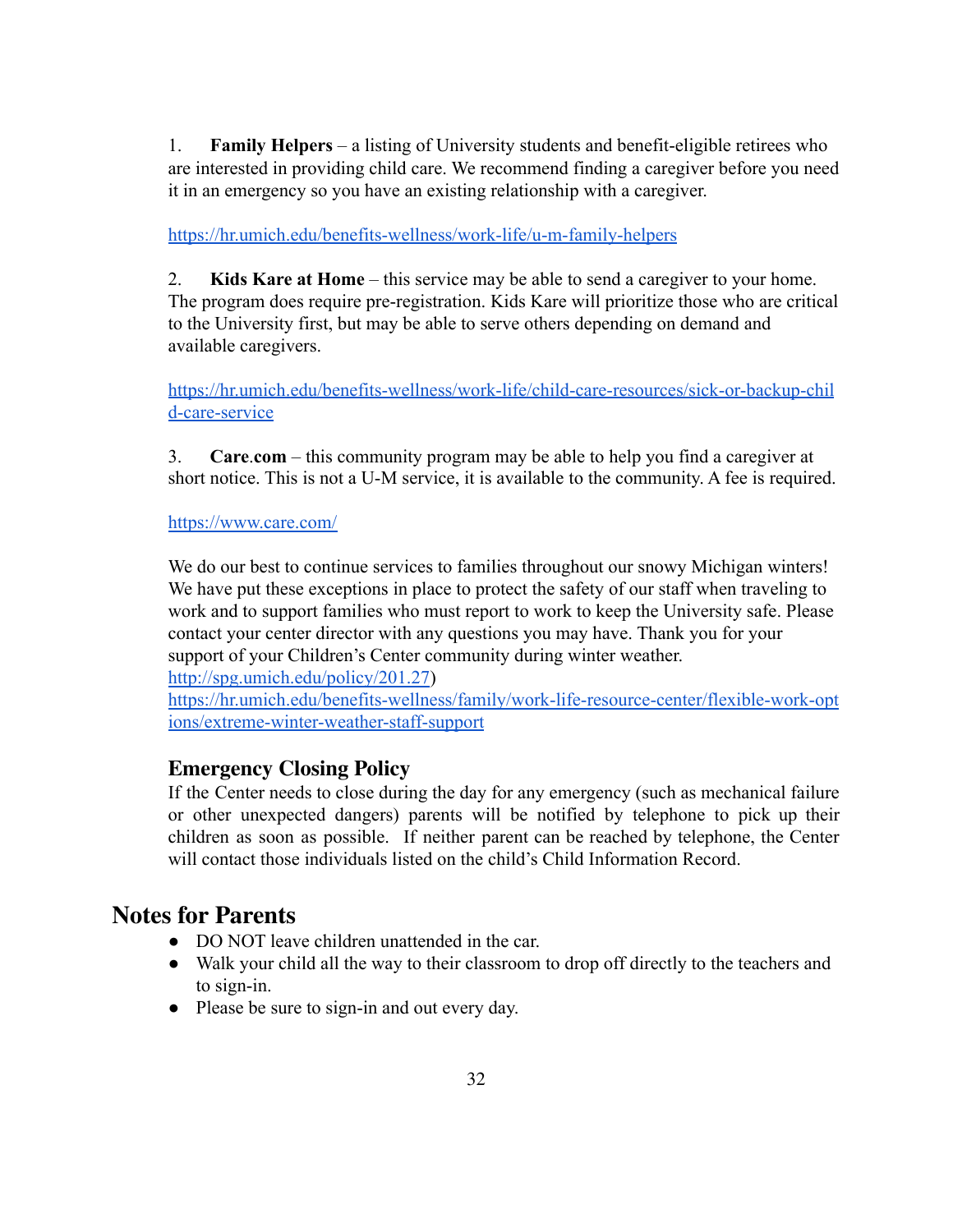1. **Family Helpers** – a listing of University students and benefit-eligible retirees who are interested in providing child care. We recommend finding a caregiver before you need it in an emergency so you have an existing relationship with a caregiver.

https://hr.umich.edu/benefits-wellness/work-life/u-m-family-helpers

2. **Kids Kare at Home** – this service may be able to send a caregiver to your home. The program does require pre-registration. Kids Kare will prioritize those who are critical to the University first, but may be able to serve others depending on demand and available caregivers.

https://hr.umich.edu/benefits-wellness/work-life/child-care-resources/sick-or-backup-child-care-service

3. **Care**.**com** – this community program may be able to help you find a caregiver at short notice. This is not a U-M service, it is available to the community. A fee is required.

https://www.care.com/

We do our best to continue services to families throughout our snowy Michigan winters! We have put these exceptions in place to protect the safety of our staff when traveling to work and to support families who must report to work to keep the University safe. Please contact your center director with any questions you may have. Thank you for your support of your Children's Center community during winter weather.
http://spg.umich.edu/policy/201.27)
https://hr.umich.edu/benefits-wellness/family/work-life-resource-center/flexible-work-options/extreme-winter-weather-staff-support

### Emergency Closing Policy

If the Center needs to close during the day for any emergency (such as mechanical failure or other unexpected dangers) parents will be notified by telephone to pick up their children as soon as possible. If neither parent can be reached by telephone, the Center will contact those individuals listed on the child's Child Information Record.

## Notes for Parents

- DO NOT leave children unattended in the car.
- Walk your child all the way to their classroom to drop off directly to the teachers and to sign-in.
- Please be sure to sign-in and out every day.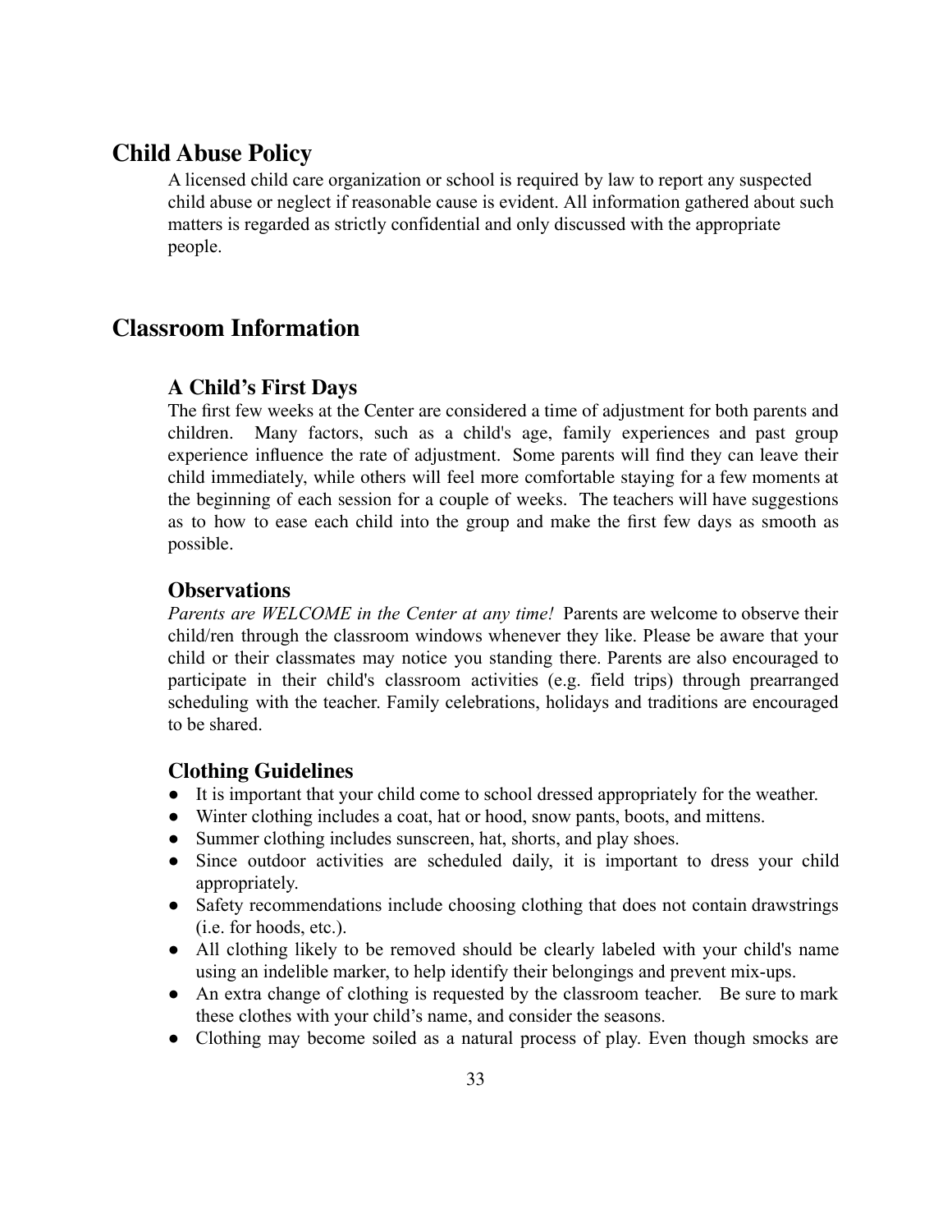## Child Abuse Policy

A licensed child care organization or school is required by law to report any suspected child abuse or neglect if reasonable cause is evident. All information gathered about such matters is regarded as strictly confidential and only discussed with the appropriate people.

## Classroom Information

### A Child's First Days

The first few weeks at the Center are considered a time of adjustment for both parents and children. Many factors, such as a child's age, family experiences and past group experience influence the rate of adjustment. Some parents will find they can leave their child immediately, while others will feel more comfortable staying for a few moments at the beginning of each session for a couple of weeks. The teachers will have suggestions as to how to ease each child into the group and make the first few days as smooth as possible.

### Observations

*Parents are WELCOME in the Center at any time!* Parents are welcome to observe their child/ren through the classroom windows whenever they like. Please be aware that your child or their classmates may notice you standing there. Parents are also encouraged to participate in their child's classroom activities (e.g. field trips) through prearranged scheduling with the teacher. Family celebrations, holidays and traditions are encouraged to be shared.

### Clothing Guidelines

- It is important that your child come to school dressed appropriately for the weather.
- Winter clothing includes a coat, hat or hood, snow pants, boots, and mittens.
- Summer clothing includes sunscreen, hat, shorts, and play shoes.
- Since outdoor activities are scheduled daily, it is important to dress your child appropriately.
- Safety recommendations include choosing clothing that does not contain drawstrings (i.e. for hoods, etc.).
- All clothing likely to be removed should be clearly labeled with your child's name using an indelible marker, to help identify their belongings and prevent mix-ups.
- An extra change of clothing is requested by the classroom teacher. Be sure to mark these clothes with your child's name, and consider the seasons.
- Clothing may become soiled as a natural process of play. Even though smocks are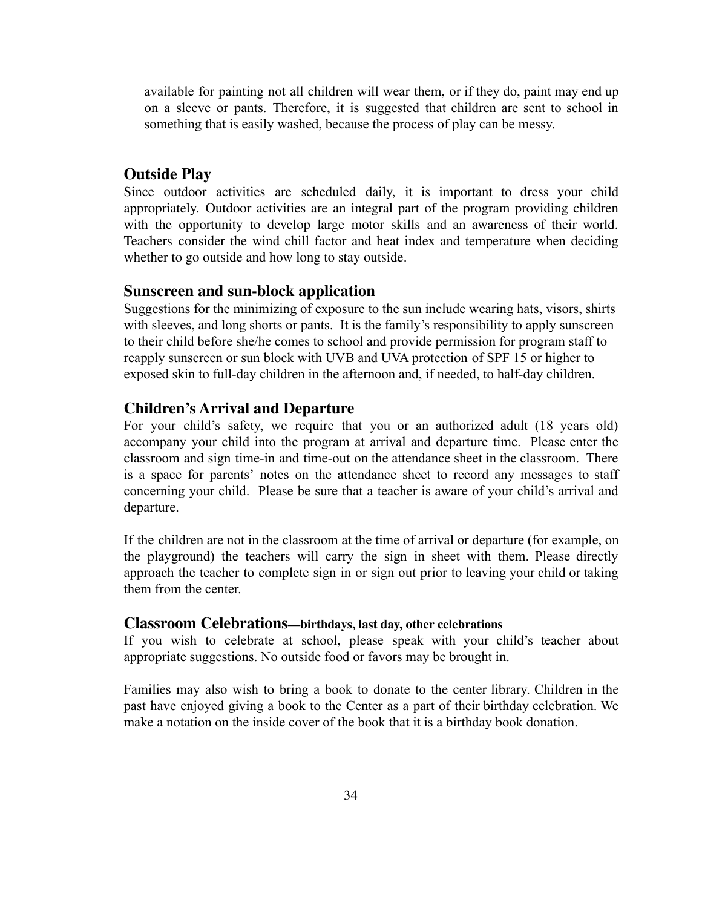available for painting not all children will wear them, or if they do, paint may end up on a sleeve or pants. Therefore, it is suggested that children are sent to school in something that is easily washed, because the process of play can be messy.

## Outside Play

Since outdoor activities are scheduled daily, it is important to dress your child appropriately. Outdoor activities are an integral part of the program providing children with the opportunity to develop large motor skills and an awareness of their world. Teachers consider the wind chill factor and heat index and temperature when deciding whether to go outside and how long to stay outside.

## Sunscreen and sun-block application

Suggestions for the minimizing of exposure to the sun include wearing hats, visors, shirts with sleeves, and long shorts or pants. It is the family's responsibility to apply sunscreen to their child before she/he comes to school and provide permission for program staff to reapply sunscreen or sun block with UVB and UVA protection of SPF 15 or higher to exposed skin to full-day children in the afternoon and, if needed, to half-day children.

## Children's Arrival and Departure

For your child's safety, we require that you or an authorized adult (18 years old) accompany your child into the program at arrival and departure time. Please enter the classroom and sign time-in and time-out on the attendance sheet in the classroom. There is a space for parents' notes on the attendance sheet to record any messages to staff concerning your child. Please be sure that a teacher is aware of your child's arrival and departure.

If the children are not in the classroom at the time of arrival or departure (for example, on the playground) the teachers will carry the sign in sheet with them. Please directly approach the teacher to complete sign in or sign out prior to leaving your child or taking them from the center.

## Classroom Celebrations—birthdays, last day, other celebrations

If you wish to celebrate at school, please speak with your child's teacher about appropriate suggestions. No outside food or favors may be brought in.

Families may also wish to bring a book to donate to the center library. Children in the past have enjoyed giving a book to the Center as a part of their birthday celebration. We make a notation on the inside cover of the book that it is a birthday book donation.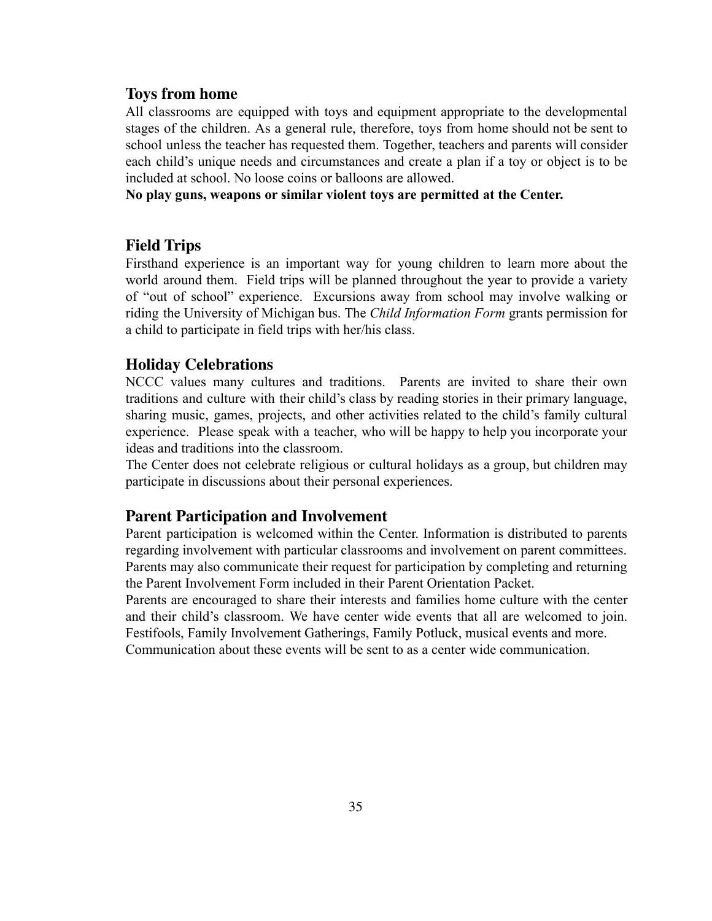## Toys from home

All classrooms are equipped with toys and equipment appropriate to the developmental stages of the children. As a general rule, therefore, toys from home should not be sent to school unless the teacher has requested them. Together, teachers and parents will consider each child's unique needs and circumstances and create a plan if a toy or object is to be included at school. No loose coins or balloons are allowed.

**No play guns, weapons or similar violent toys are permitted at the Center.**

## Field Trips

Firsthand experience is an important way for young children to learn more about the world around them. Field trips will be planned throughout the year to provide a variety of "out of school" experience. Excursions away from school may involve walking or riding the University of Michigan bus. The *Child Information Form* grants permission for a child to participate in field trips with her/his class.

## Holiday Celebrations

NCCC values many cultures and traditions. Parents are invited to share their own traditions and culture with their child's class by reading stories in their primary language, sharing music, games, projects, and other activities related to the child's family cultural experience. Please speak with a teacher, who will be happy to help you incorporate your ideas and traditions into the classroom.

The Center does not celebrate religious or cultural holidays as a group, but children may participate in discussions about their personal experiences.

## Parent Participation and Involvement

Parent participation is welcomed within the Center. Information is distributed to parents regarding involvement with particular classrooms and involvement on parent committees. Parents may also communicate their request for participation by completing and returning the Parent Involvement Form included in their Parent Orientation Packet.

Parents are encouraged to share their interests and families home culture with the center and their child's classroom. We have center wide events that all are welcomed to join. Festifools, Family Involvement Gatherings, Family Potluck, musical events and more. Communication about these events will be sent to as a center wide communication.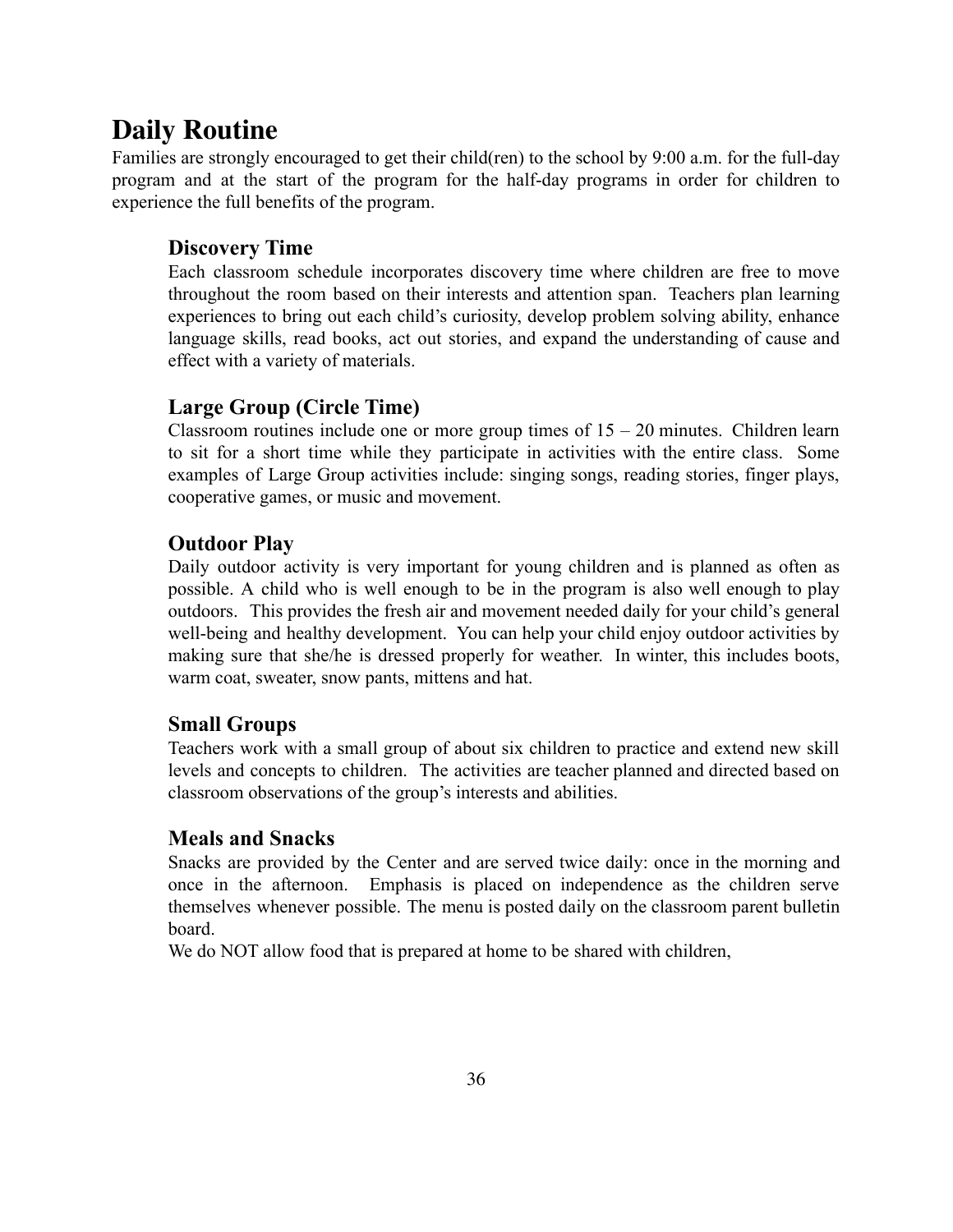# Daily Routine

Families are strongly encouraged to get their child(ren) to the school by 9:00 a.m. for the full-day program and at the start of the program for the half-day programs in order for children to experience the full benefits of the program.

## Discovery Time

Each classroom schedule incorporates discovery time where children are free to move throughout the room based on their interests and attention span. Teachers plan learning experiences to bring out each child's curiosity, develop problem solving ability, enhance language skills, read books, act out stories, and expand the understanding of cause and effect with a variety of materials.

## Large Group (Circle Time)

Classroom routines include one or more group times of 15 – 20 minutes. Children learn to sit for a short time while they participate in activities with the entire class. Some examples of Large Group activities include: singing songs, reading stories, finger plays, cooperative games, or music and movement.

## Outdoor Play

Daily outdoor activity is very important for young children and is planned as often as possible. A child who is well enough to be in the program is also well enough to play outdoors. This provides the fresh air and movement needed daily for your child's general well-being and healthy development. You can help your child enjoy outdoor activities by making sure that she/he is dressed properly for weather. In winter, this includes boots, warm coat, sweater, snow pants, mittens and hat.

## Small Groups

Teachers work with a small group of about six children to practice and extend new skill levels and concepts to children. The activities are teacher planned and directed based on classroom observations of the group's interests and abilities.

## Meals and Snacks

Snacks are provided by the Center and are served twice daily: once in the morning and once in the afternoon. Emphasis is placed on independence as the children serve themselves whenever possible. The menu is posted daily on the classroom parent bulletin board.

We do NOT allow food that is prepared at home to be shared with children,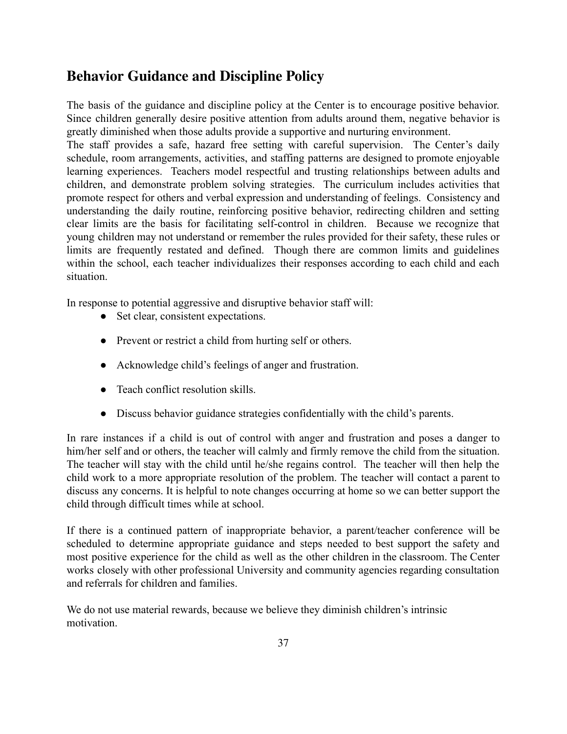## Behavior Guidance and Discipline Policy

The basis of the guidance and discipline policy at the Center is to encourage positive behavior. Since children generally desire positive attention from adults around them, negative behavior is greatly diminished when those adults provide a supportive and nurturing environment.
The staff provides a safe, hazard free setting with careful supervision. The Center's daily schedule, room arrangements, activities, and staffing patterns are designed to promote enjoyable learning experiences. Teachers model respectful and trusting relationships between adults and children, and demonstrate problem solving strategies. The curriculum includes activities that promote respect for others and verbal expression and understanding of feelings. Consistency and understanding the daily routine, reinforcing positive behavior, redirecting children and setting clear limits are the basis for facilitating self-control in children. Because we recognize that young children may not understand or remember the rules provided for their safety, these rules or limits are frequently restated and defined. Though there are common limits and guidelines within the school, each teacher individualizes their responses according to each child and each situation.

In response to potential aggressive and disruptive behavior staff will:

- Set clear, consistent expectations.
- Prevent or restrict a child from hurting self or others.
- Acknowledge child's feelings of anger and frustration.
- Teach conflict resolution skills.
- Discuss behavior guidance strategies confidentially with the child's parents.

In rare instances if a child is out of control with anger and frustration and poses a danger to him/her self and or others, the teacher will calmly and firmly remove the child from the situation. The teacher will stay with the child until he/she regains control. The teacher will then help the child work to a more appropriate resolution of the problem. The teacher will contact a parent to discuss any concerns. It is helpful to note changes occurring at home so we can better support the child through difficult times while at school.

If there is a continued pattern of inappropriate behavior, a parent/teacher conference will be scheduled to determine appropriate guidance and steps needed to best support the safety and most positive experience for the child as well as the other children in the classroom. The Center works closely with other professional University and community agencies regarding consultation and referrals for children and families.

We do not use material rewards, because we believe they diminish children's intrinsic motivation.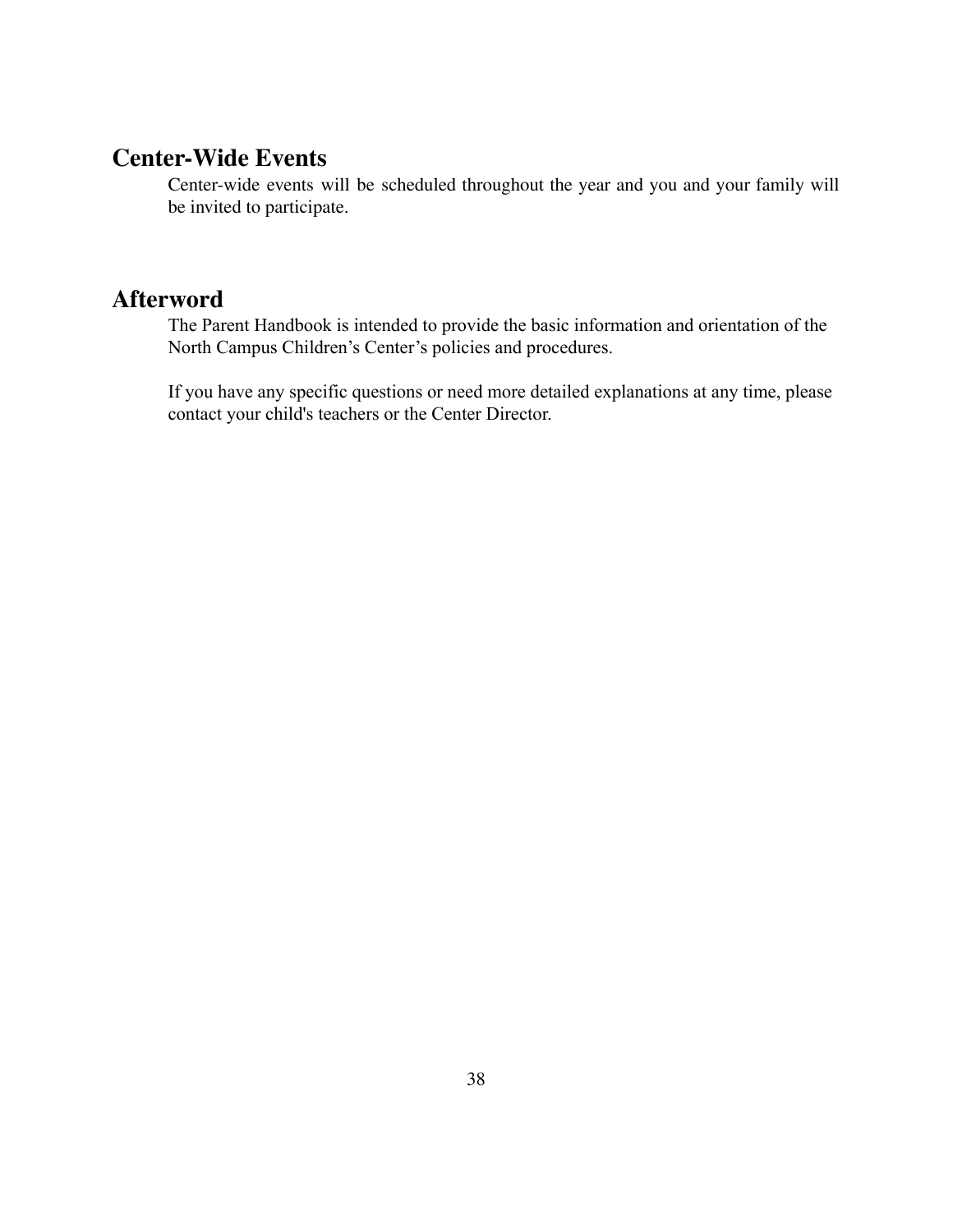## Center-Wide Events

Center-wide events will be scheduled throughout the year and you and your family will be invited to participate.

## Afterword

The Parent Handbook is intended to provide the basic information and orientation of the North Campus Children's Center's policies and procedures.

If you have any specific questions or need more detailed explanations at any time, please contact your child's teachers or the Center Director.